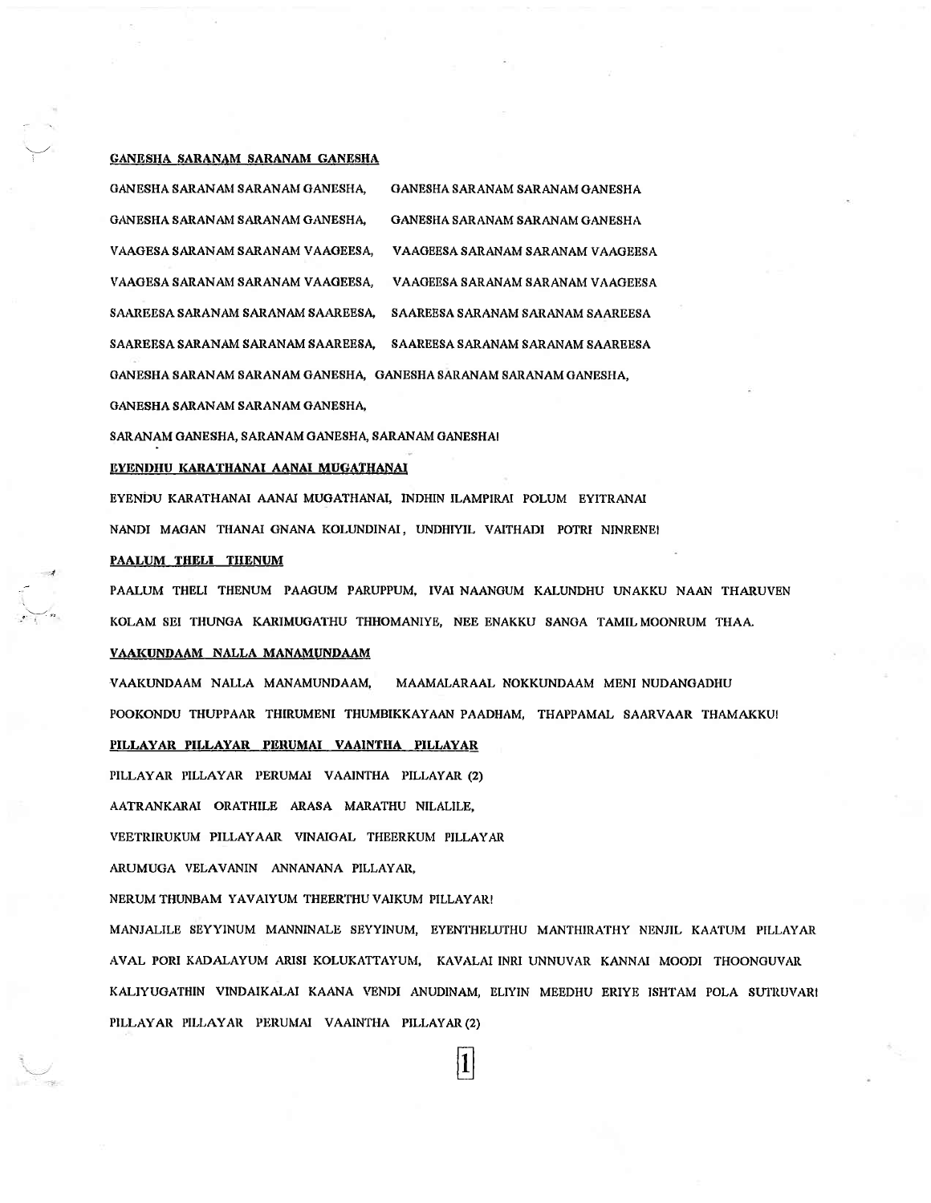## GANESHA SARANAM SARANAM GANESHA

GANESHA SARANAM SARANAM GANESHA, GANESHA SARANAM SARANAM GANESHA

GANESHA SARANAM SARANAM GANESHA, GANESHA SARANAM SARANAM GANESHA

VAAGESA SARANAM SARANAM VAAGEESA, VAAGEESA SARANAM SARANAM VAAGEESA

VAAGESA SARANAM SARANAM VAAGEESA, VAAGEESA SARANAM SARANAM VAAGEESA

SAAREESA SARANAM SARANAM SAAREESA, SAAREESA SARANAM SARANAM SAAREESA

SAAREESA SARANAM SARANAM SAAREESA, SAAREESA SARANAM SARANAM SAAREESA

GANESHA SARANAM SARANAM GANESHA, GANESHA SARANAM SARANAM GANESHA,

GANESHA SARANAM SARANAM GANESHA,

SARANAM GANESHA, SARANAM GANESHA, SARANAM GANESHA!

## EYENDHU KARATHANAI AANAI MUGATHANAI

EYENDU KARATHANAI AANAI MUGATHANAI, INDHIN ILAMPIRAI POLUM EYITRANAI

NANDI MAGAN THANAI GNANA KOLUNDINAI, UNDHIYIL VAITHADI POTRI NINRENE!

## PAALUM THELI THENUM

PAALUM THELI THENUM PAAGUM PARUPPUM, IVAI NAANGUM KALUNDHU UNAKKU NAAN THARUVEN

KOLAM SEI THUNGA KARIMUGATHU THHOMANIYE, NEE ENAKKU SANGA TAMIL MOONRUM THAA.

## VAAKUNDAAM NALLA MANAMUNDAAM

VAAKUNDAAM NALLA MANAMUNDAAM, MAAMALARAAL NOKKUNDAAM MENI NUDANGADHU

POOKONDU THUPPAAR THIRUMENI THUMBIKKAYAAN PAADHAM, THAPPAMAL SAARVAAR THAMAKKU!

## PILLAYAR PILLAYAR PERUMAI VAAINTHA PILLAYAR

PILLAYAR PILLAYAR PERUMAI VAAINTHA PILLAYAR (2)

AATRANKARAI ORATHILE ARASA MARATHU NILALILE,

VEETRIRUKUM PILLAYAAR VINAIGAL THEERKUM PILLAYAR

ARUMUGA VELAVANIN ANNANANA PILLAYAR,

NERUM THUNBAM YAVAIYUM THEERTHU VAIKUM PILLAYAR!

MANJALILE SEYYINUM MANNINALE SEYYINUM, EYENTHELUTHU MANTHIRATHY NENJIL KAATUM PILLAYAR

AVAL PORI KADALAYUM ARISI KOLUKATTAYUM, KAVALAI INRI UNNUVAR KANNAI MOODI THOONGUVAR

KALIYUGATHIN VINDAIKALAI KAANA VENDI ANUDINAM, ELIYIN MEEDHU ERIYE ISHTAM POLA SUTRUVAR!

PILLAYAR PILLAYAR PERUMAI VAAINTHA PILLAYAR (2)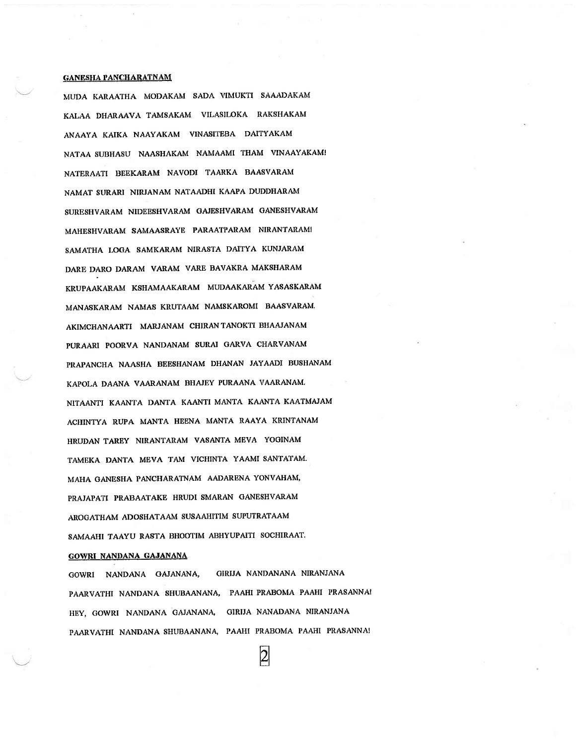## GANESHA PANCHARATNAM

MUDA KARAATHA MODAKAM SADA VIMUKTI SAAADAKAM

KALAA DHARAAVA TAMSAKAM VILASILOKA RAKSHAKAM

ANAAYA KAIKA NAAYAKAM VINASITEBA DAITYAKAM

NATAA SUBHASU NAASHAKAM NAMAAMI THAM VINAAYAKAM!

NATERAATI BEEKARAM NAVODI TAARKA BAASVARAM

NAMAT SURARI NIRJANAM NATAADHI KAAPA DUDDHARAM

SURESHVARAM NIDEESHVARAM GAJESHVARAM GANESHVARAM

MAHESHVARAM SAMAASRAYE PARAATPARAM NIRANTARAM!

SAMATHA LOGA SAMKARAM NIRASTA DAITYA KUNJARAM

DARE DARO DARAM VARAM VARE BAVAKRA MAKSHARAM

KRUPAAKARAM KSHAMAAKARAM MUDAAKARAM YASASKARAM

MANASKARAM NAMAS KRUTAAM NAMSKAROMI BAASVARAM.

AKIMCHANAARTI MARJANAM CHIRAN TANOKTI BHAAJANAM

PURAARI POORVA NANDANAM SURAI GARVA CHARVANAM

PRAPANCHA NAASHA BEESHANAM DHANAN JAYAADI BUSHANAM

KAPOLA DAANA VAARANAM BHAJEY PURAANA VAARANAM.

NITAANTI KAANTA DANTA KAANTI MANTA KAANTA KAATMAJAM

ACHINTYA RUPA MANTA HEENA MANTA RAAYA KRINTANAM

HRUDAN TAREY NIRANTARAM VASANTA MEVA YOGINAM

TAMEKA DANTA MEVA TAM VICHINTA YAAMI SANTATAM.

MAHA GANESHA PANCHARATNAM AADARENA YONVAHAM,

PRAJAPATI PRABAATAKE HRUDI SMARAN GANESHVARAM

AROGATHAM ADOSHATAAM SUSAAHITIM SUPUTRATAAM

SAMAAHI TAAYU RASTA BHOOTIM ABHYUPAITI SOCHIRAAT.

## GOWRI NANDANA GAJANANA

GOWRI NANDANA GAJANANA, GIRIJA NANDANANA NIRANJANA

PAARVATHI NANDANA SHUBAANANA, PAAHI PRABOMA PAAHI PRASANNA!

HEY, GOWRI NANDANA GAJANANA, GIRIJA NANADANA NIRANJANA

PAARVATHI NANDANA SHUBAANANA, PAAHI PRABOMA PAAHI PRASANNA!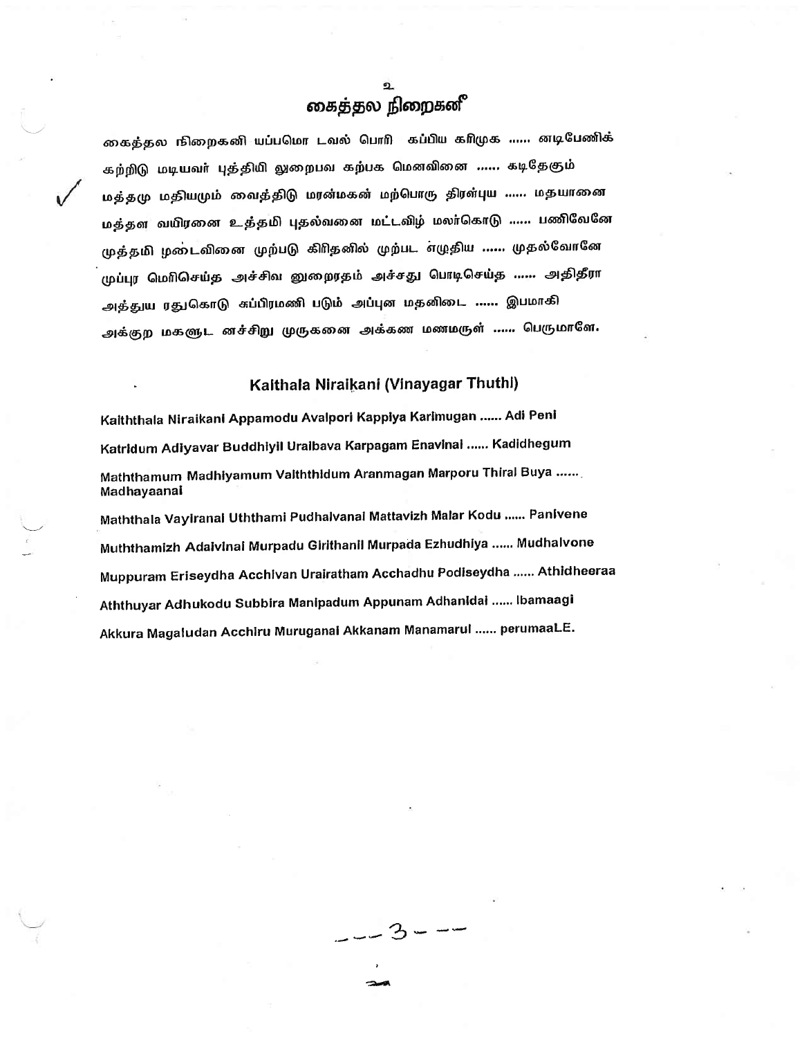உ

# கைத்தல நிறைகனி

கைத்தல நிறைகனி யப்பமொ டவல் பொரி கப்பிய கரிமுக ...... னடிபேணிக்

கற்றிடு மடியவர் புத்தியி லுறைபவ கற்பக மெனவினை ...... கடிதேகும்

மத்தமு மதியமும் வைத்திடு மரன்மகன் மற்பொரு திரள்புய ...... மதயானை

மத்தள வயிறனை உத்தமி புதல்வனை மட்டவிழ் மலர்கொடு ...... பணிவேனே

முத்தமி ழடைவினை முற்படு கிரிதனில் முற்பட எழுதிய ...... முதல்வோனே

முப்புர மெரிசெய்த அச்சிவ னுறைரதம் அச்சது பொடிசெய்த ...... அதிதீரா

அத்துய ரதுகொடு சுப்பிரமணி படும் அப்புன மதனிடை ...... இபமாகி

அக்குற மகளுட னச்சிறு முருகனை அக்கண மணமருள் ...... பெருமாளே.

## Kaithala Niraikani (Vinayagar Thuthi)

Kaiththala Niraikani Appamodu Avalpori Kappiya Karimugan ...... Adi Peni

Katridum Adiyavar Buddhiyil Uraibava Karpagam Enavinai ...... Kadidhegum

Maththamum Madhiyamum Vaiththidum Aranmagan Marporu Thiral Buya ...... Madhayaanai

Maththala Vayiranai Uththami Pudhalvanai Mattavizh Malar Kodu ...... Panivene

Muththamizh Adaivinai Murpadu Girithanil Murpada Ezhudhiya ...... Mudhalvone

Muppuram Eriseydha Acchivan Urairatham Acchadhu Podiseydha ...... Athidheeraa

Aththuyar Adhukodu Subbira Manipadum Appunam Adhanidai ...... Ibamaagi

Akkura Magaludan Acchiru Muruganai Akkanam Manamarul ...... perumaaLE.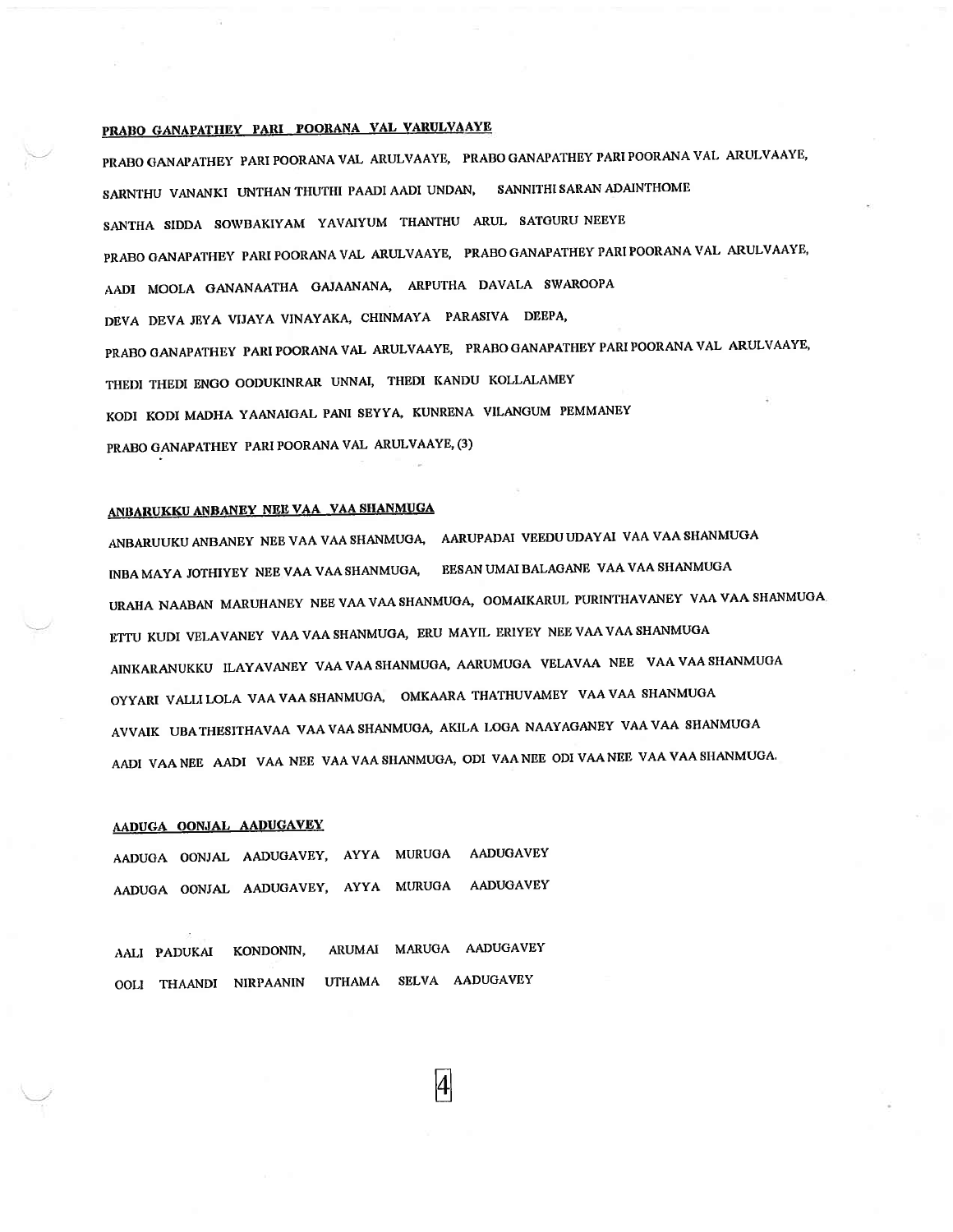## PRABO GANAPATHEY PARI POORANA VAL VARULVAAYE

PRABO GANAPATHEY PARI POORANA VAL ARULVAAYE, PRABO GANAPATHEY PARI POORANA VAL ARULVAAYE,

SARNTHU VANANKI UNTHAN THUTHI PAADI AADI UNDAN, SANNITHI SARAN ADAINTHOME

SANTHA SIDDA SOWBAKIYAM YAVAIYUM THANTHU ARUL SATGURU NEEYE

PRABO GANAPATHEY PARI POORANA VAL ARULVAAYE, PRABO GANAPATHEY PARI POORANA VAL ARULVAAYE,

AADI MOOLA GANANAATHA GAJAANANA, ARPUTHA DAVALA SWAROOPA

DEVA DEVA JEYA VIJAYA VINAYAKA, CHINMAYA PARASIVA DEEPA,

PRABO GANAPATHEY PARI POORANA VAL ARULVAAYE, PRABO GANAPATHEY PARI POORANA VAL ARULVAAYE,

THEDI THEDI ENGO OODUKINRAR UNNAI, THEDI KANDU KOLLALAMEY

KODI KODI MADHA YAANAIGAL PANI SEYYA, KUNRENA VILANGUM PEMMANEY

PRABO GANAPATHEY PARI POORANA VAL ARULVAAYE, (3)

## ANBARUKKU ANBANEY NEE VAA VAA SHANMUGA

ANBARUUKU ANBANEY NEE VAA VAA SHANMUGA, AARUPADAI VEEDU UDAYAI VAA VAA SHANMUGA

INBA MAYA JOTHIYEY NEE VAA VAA SHANMUGA, EESAN UMAI BALAGANE VAA VAA SHANMUGA

URAHA NAABAN MARUHANEY NEE VAA VAA SHANMUGA, OOMAIKARUL PURINTHAVANEY VAA VAA SHANMUGA

ETTU KUDI VELAVANEY VAA VAA SHANMUGA, ERU MAYIL ERIYEY NEE VAA VAA SHANMUGA

AINKARANUKKU ILAYAVANEY VAA VAA SHANMUGA, AARUMUGA VELAVAA NEE VAA VAA SHANMUGA

OYYARI VALLI LOLA VAA VAA SHANMUGA, OMKAARA THATHUVAMEY VAA VAA SHANMUGA

AVVAIK UBA THESITHAVAA VAA VAA SHANMUGA, AKILA LOGA NAAYAGANEY VAA VAA SHANMUGA

AADI VAA NEE AADI VAA NEE VAA VAA SHANMUGA, ODI VAA NEE ODI VAA NEE VAA VAA SHANMUGA.

## AADUGA OONJAL AADUGAVEY

AADUGA OONJAL AADUGAVEY, AYYA MURUGA AADUGAVEY

AADUGA OONJAL AADUGAVEY, AYYA MURUGA AADUGAVEY

AALI PADUKAI KONDONIN, ARUMAI MARUGA AADUGAVEY

OOLI THAANDI NIRPAANIN UTHAMA SELVA AADUGAVEY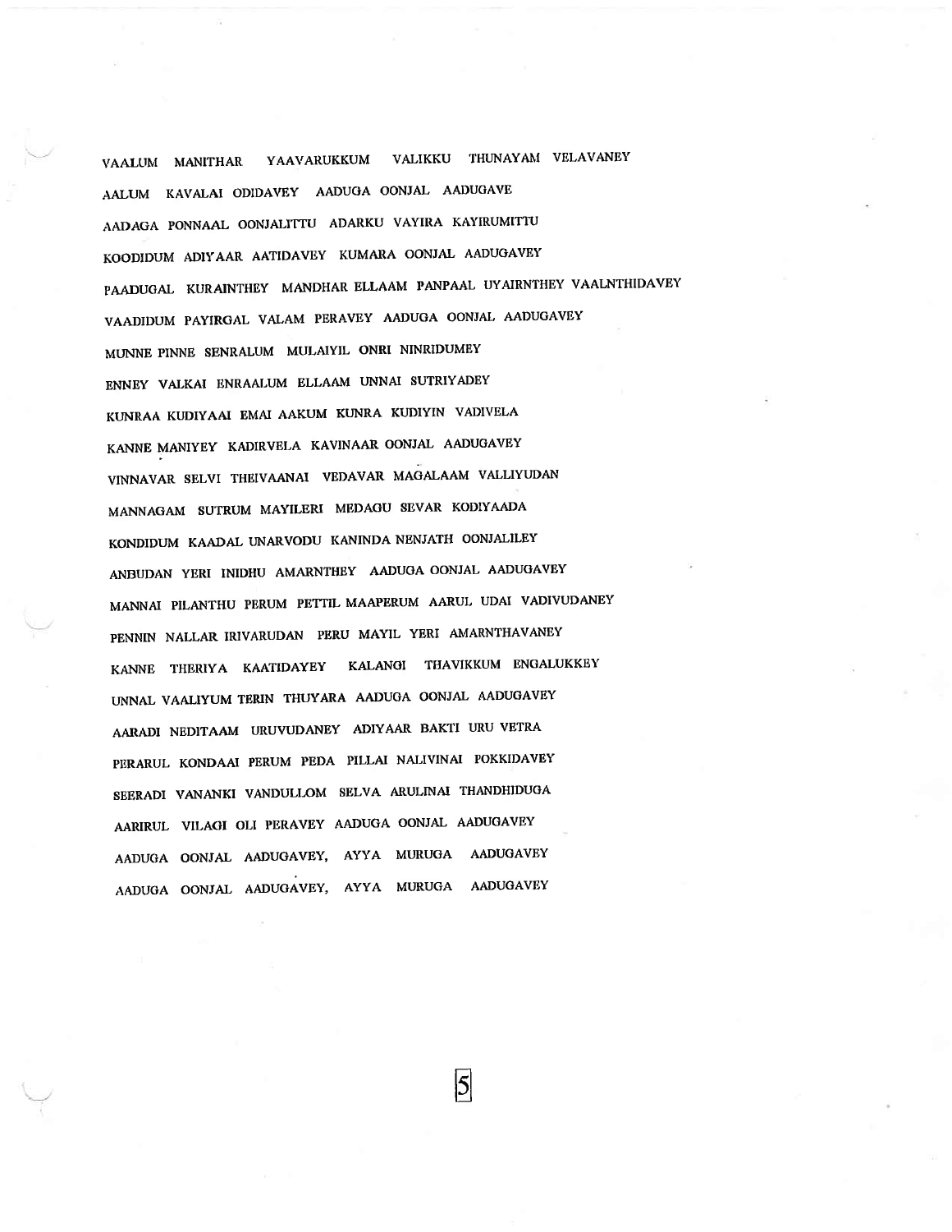VAALUM MANITHAR YAAVARUKKUM VALIKKU THUNAYAM VELAVANEY
AALUM KAVALAI ODIDAVEY AADUGA OONJAL AADUGAVE
AADAGA PONNAAL OONJALITTU ADARKU VAYIRA KAYIRUMITTU
KOODIDUM ADIYAAR AATIDAVEY KUMARA OONJAL AADUGAVEY
PAADUGAL KURAINTHEY MANDHAR ELLAAM PANPAAL UYAIRNTHEY VAALNTHIDAVEY
VAADIDUM PAYIRGAL VALAM PERAVEY AADUGA OONJAL AADUGAVEY
MUNNE PINNE SENRALUM MULAIYIL ONRI NINRIDUMEY
ENNEY VALKAI ENRAALUM ELLAAM UNNAI SUTRIYADEY
KUNRAA KUDIYAAI EMAI AAKUM KUNRA KUDIYIN VADIVELA
KANNE MANIYEY KADIRVELA KAVINAAR OONJAL AADUGAVEY
VINNAVAR SELVI THEIVAANAI VEDAVAR MAGALAAM VALLIYUDAN
MANNAGAM SUTRUM MAYILERI MEDAGU SEVAR KODIYAADA
KONDIDUM KAADAL UNARVODU KANINDA NENJATH OONJALILEY
ANBUDAN YERI INIDHU AMARNTHEY AADUGA OONJAL AADUGAVEY
MANNAI PILANTHU PERUM PETTIL MAAPERUM AARUL UDAI VADIVUDANEY
PENNIN NALLAR IRIVARUDAN PERU MAYIL YERI AMARNTHAVANEY
KANNE THERIYA KAATIDAYEY KALANGI THAVIKKUM ENGALUKKEY
UNNAL VAALIYUM TERIN THUYARA AADUGA OONJAL AADUGAVEY
AARADI NEDITAAM URUVUDANEY ADIYAAR BAKTI URU VETRA
PERARUL KONDAAI PERUM PEDA PILLAI NALIVINAI POKKIDAVEY
SEERADI VANANKI VANDULLOM SELVA ARULINAI THANDHIDUGA
AARIRUL VILAGI OLI PERAVEY AADUGA OONJAL AADUGAVEY
AADUGA OONJAL AADUGAVEY, AYYA MURUGA AADUGAVEY
AADUGA OONJAL AADUGAVEY, AYYA MURUGA AADUGAVEY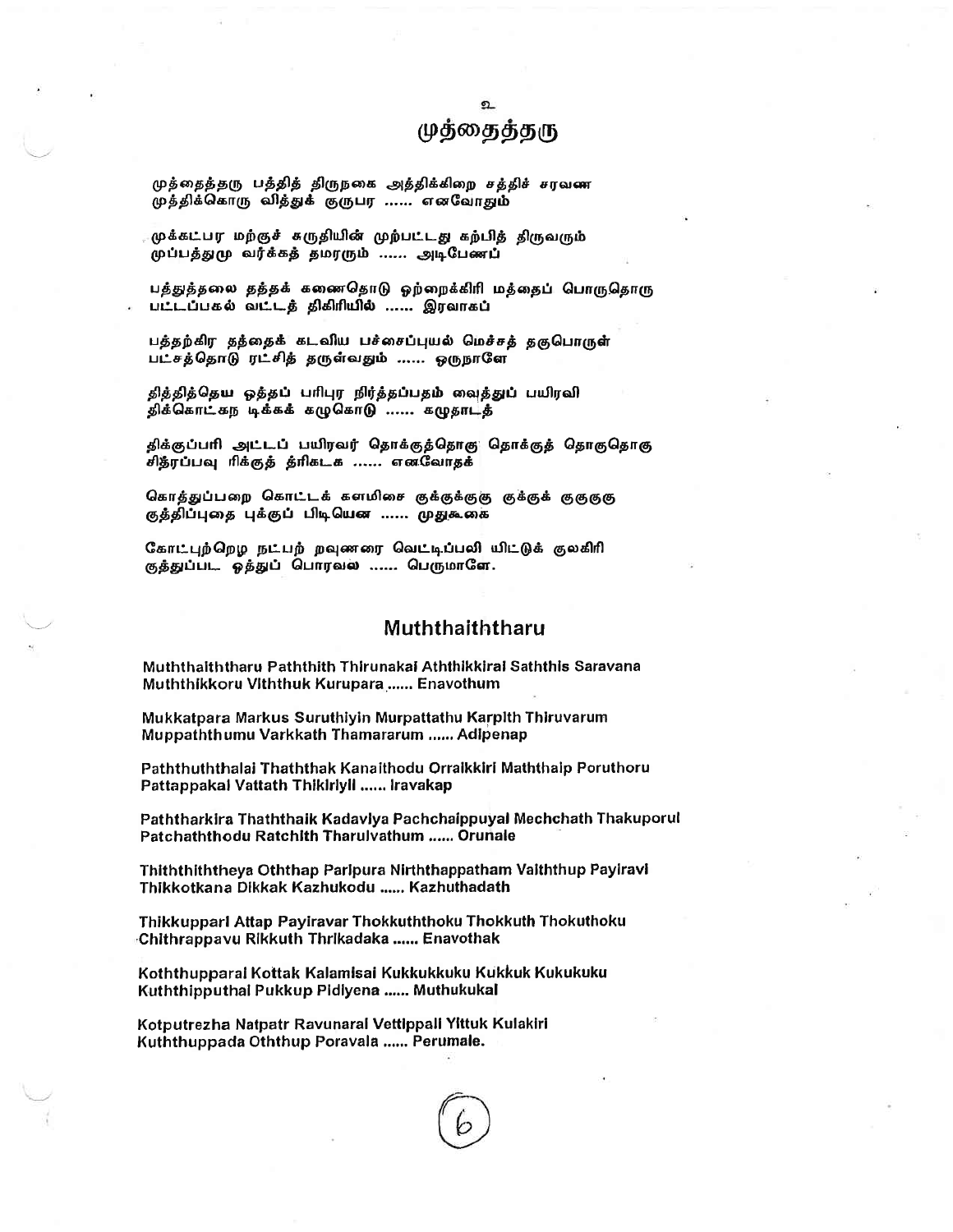# முத்தைத்தரு

முத்தைத்தரு பத்தித் திருநகை அத்திக்கிறை சத்திச் சரவண
முத்திக்கொரு வித்துக் குருபர ...... எனவோதும்

முக்கட்பர மற்குச் சுருதியின் முற்பட்டது கற்பித் திருவரும்
முப்பத்துமு வர்க்கத் தமரரும் ...... அடிபேணப்

பத்துத்தலை தத்தக் கணைதொடு ஒற்றைக்கிரி மத்தைப் பொருதொரு
பட்டப்பகல் வட்டத் திகிரியில் ...... இரவாகப்

பத்தற்கிர தத்தைக் கடவிய பச்சைப்புயல் மெச்சத் தகுபொருள்
பட்சத்தொடு ரட்சித் தருள்வதும் ...... ஒருநாளே

தித்தித்தெய ஒத்தப் பரிபுர நிர்த்தப்பதம் வைத்துப் பயிரவி
திக்கொட்கந டிக்கக் கழுகொடு ...... கழுதாடத்

திக்குப்பரி அட்டப் பயிரவர் தொக்குத்தொகு தொக்குத் தொகுதொகு
சித்ரப்பவு ரிக்குத் த்ரிகடக ...... எனவோதக்

கொத்துப்பறை கொட்டக் களமிசை குக்குக்குகு குக்குக் குகுகுகு
குத்திப்புதை புக்குப் பிடியென ...... முதுகூகை

கோட்புற்றெழ நட்பற் றவுணரை வெட்டிப்பலி யிட்டுக் குலகிரி
குத்துப்பட ஒத்துப் பொரவல ...... பெருமாளே.

## Muththaiththaru

Muththaiththaru Paththith Thirunakai Aththikkirai Saththis Saravana
Muththikkoru Viththuk Kurupara ...... Enavothum

Mukkatpara Markus Suruthiyin Murpattathu Karpith Thiruvarum
Muppaththumu Varkkath Thamararum ...... Adipenap

Paththuththalai Thaththak Kanaithodu Orraikkiri Maththaip Poruthoru
Pattappakal Vattath Thikiriyil ...... Iravakap

Paththarkira Thaththaik Kadaviya Pachchaippuyal Mechchath Thakuporul
Patchaththodu Ratchith Tharulvathum ...... Orunale

Thiththiththeya Oththap Paripura Nirththappatham Vaiththup Payiravi
Thikkotkana Dikkak Kazhukodu ...... Kazhuthadath

Thikkuppari Attap Payiravar Thokkuththoku Thokkuth Thokuthoku
Chithrappavu Rikkuth Thrikadaka ...... Enavothak

Koththupparai Kottak Kalamisai Kukkukkuku Kukkuk Kukukuku
Kuththipputhai Pukkup Pidiyena ...... Muthukukai

Kotputrezha Natpatr Ravunarai Vettippali Yittuk Kulakiri
Kuththuppada Oththup Poravala ...... Perumale.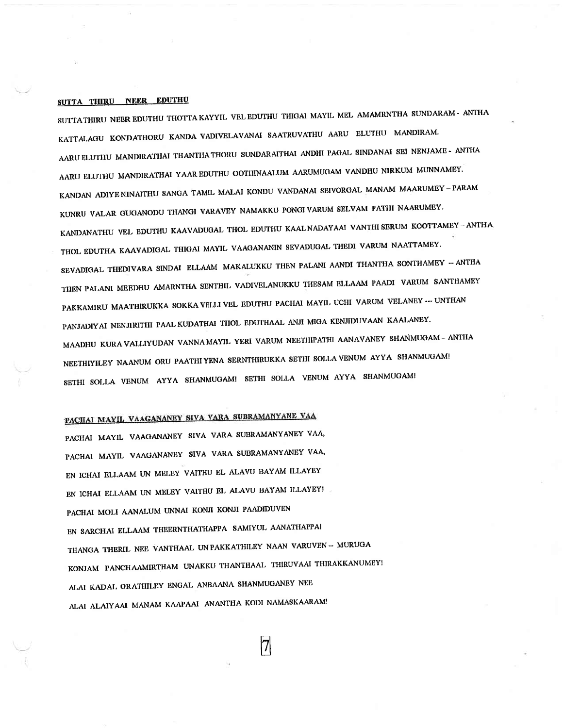## SUTTA THIRU NEER EDUTHU

SUTTA THIRU NEER EDUTHU THOTTA KAYYIL VEL EDUTHU THIGAI MAYIL MEL AMAMRNTHA SUNDARAM - ANTHA

KATTALAGU KONDATHORU KANDA VADIVELAVANAI SAATRUVATHU AARU ELUTHU MANDIRAM.

AARU ELUTHU MANDIRATHAI THANTHA THORU SUNDARAITHAI ANDHI PAGAL SINDANAI SEI NENJAME - ANTHA

AARU ELUTHU MANDIRATHAI YAAR EDUTHU OOTHINAALUM AARUMUGAM VANDHU NIRKUM MUNNAMEY.

KANDAN ADIYE NINAITHU SANGA TAMIL MALAI KONDU VANDANAI SEIVORGAL MANAM MAARUMEY - PARAM

KUNRU VALAR GUGANODU THANGI VARAVEY NAMAKKU PONGI VARUM SELVAM PATHI NAARUMEY.

KANDANATHU VEL EDUTHU KAAVADUGAL THOL EDUTHU KAAL NADAYAAI VANTHI SERUM KOOTTAMEY - ANTHA

THOL EDUTHA KAAVADIGAL THIGAI MAYIL VAAGANANIN SEVADUGAL THEDI VARUM NAATTAMEY.

SEVADIGAL THEDIVARA SINDAI ELLAAM MAKALUKKU THEN PALANI AANDI THANTHA SONTHAMEY -- ANTHA

THEN PALANI MEEDHU AMARNTHA SENTHIL VADIVELANUKKU THESAM ELLAAM PAADI VARUM SANTHAMEY

PAKKAMIRU MAATHIRUKKA SOKKA VELLI VEL EDUTHU PACHAI MAYIL UCHI VARUM VELANEY --- UNTHAN

PANJADIYAI NENJIRITHI PAAL KUDATHAI THOL EDUTHAAL ANJI MIGA KENJIDUVAAN KAALANEY.

MAADHU KURA VALLIYUDAN VANNA MAYIL YERI VARUM NEETHIPATHI AANAVANEY SHANMUGAM - ANTHA

NEETHIYILEY NAANUM ORU PAATHI YENA SERNTHIRUKKA SETHI SOLLA VENUM AYYA SHANMUGAM!

SETHI SOLLA VENUM AYYA SHANMUGAM! SETHI SOLLA VENUM AYYA SHANMUGAM!

## PACHAI MAYIL VAAGANANEY SIVA VARA SUBRAMANYANE VAA

PACHAI MAYIL VAAGANANEY SIVA VARA SUBRAMANYANEY VAA,

PACHAI MAYIL VAAGANANEY SIVA VARA SUBRAMANYANEY VAA,

EN ICHAI ELLAAM UN MELEY VAITHU EL ALAVU BAYAM ILLAYEY

EN ICHAI ELLAAM UN MELEY VAITHU EL ALAVU BAYAM ILLAYEY!

PACHAI MOLI AANALUM UNNAI KONJI KONJI PAADIDUVEN

EN SARCHAI ELLAAM THEERNTHATHAPPA SAMIYUL AANATHAPPAI

THANGA THERIL NEE VANTHAAL UN PAKKATHILEY NAAN VARUVEN -- MURUGA

KONJAM PANCHAAMIRTHAM UNAKKU THANTHAAL THIRUVAAI THIRAKKANUMEY!

ALAI KADAL ORATHILEY ENGAL ANBAANA SHANMUGANEY NEE

ALAI ALAIYAAI MANAM KAAPAAI ANANTHA KODI NAMASKAARAM!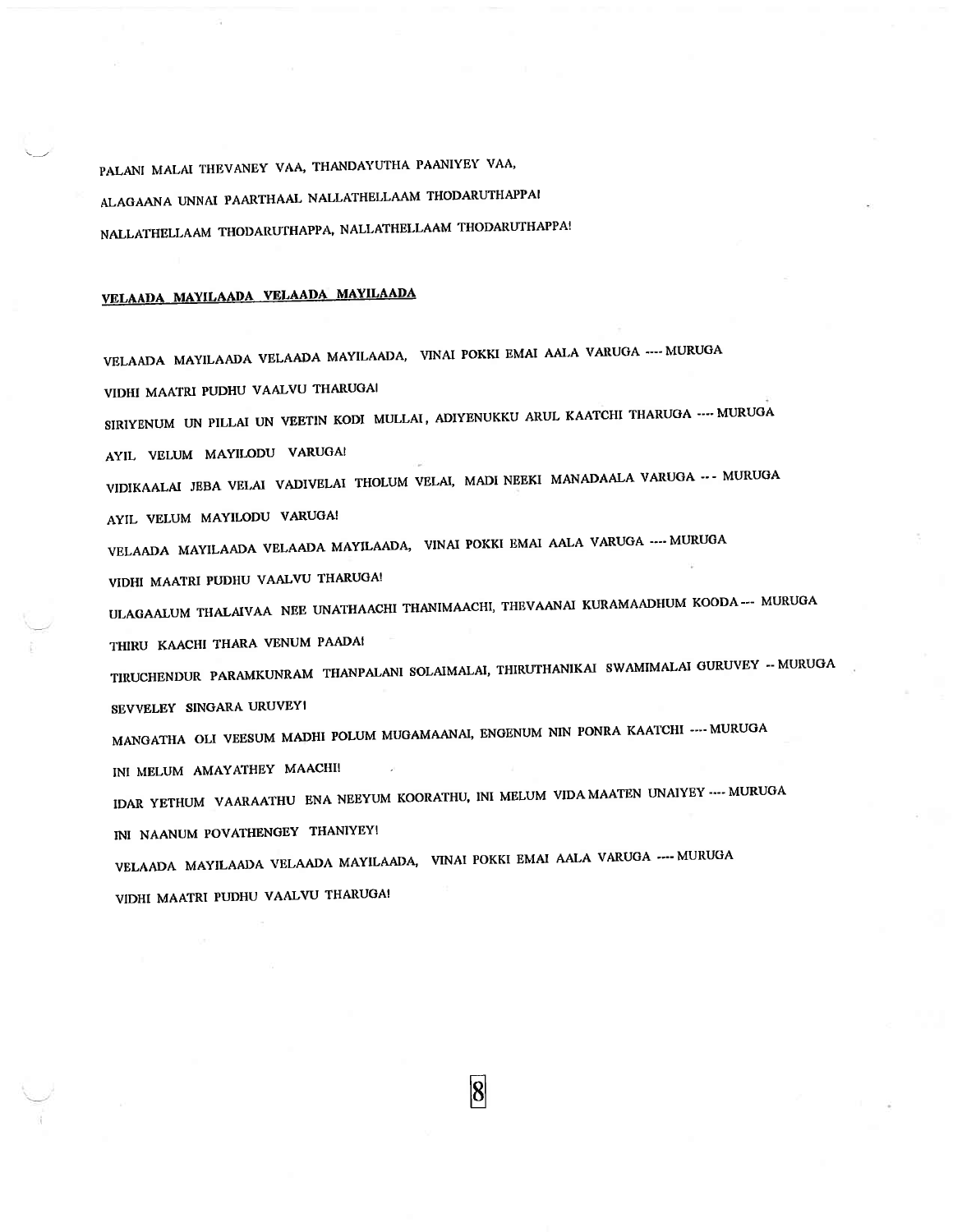PALANI MALAI THEVANEY VAA, THANDAYUTHA PAANIYEY VAA,

ALAGAANA UNNAI PAARTHAAL NALLATHELLAAM THODARUTHAPPA!

NALLATHELLAAM THODARUTHAPPA, NALLATHELLAAM THODARUTHAPPA!

## VELAADA MAYILAADA VELAADA MAYILAADA

VELAADA MAYILAADA VELAADA MAYILAADA, VINAI POKKI EMAI AALA VARUGA ---- MURUGA

VIDHI MAATRI PUDHU VAALVU THARUGA!

SIRIYENUM UN PILLAI UN VEETIN KODI MULLAI, ADIYENUKKU ARUL KAATCHI THARUGA ---- MURUGA

AYIL VELUM MAYILODU VARUGA!

VIDIKAALAI JEBA VELAI VADIVELAI THOLUM VELAI, MADI NEEKI MANADAALA VARUGA --- MURUGA

AYIL VELUM MAYILODU VARUGA!

VELAADA MAYILAADA VELAADA MAYILAADA, VINAI POKKI EMAI AALA VARUGA ---- MURUGA

VIDHI MAATRI PUDHU VAALVU THARUGA!

ULAGAALUM THALAIVAA NEE UNATHAACHI THANIMAACHI, THEVAANAI KURAMAADHUM KOODA--- MURUGA

THIRU KAACHI THARA VENUM PAADA!

TIRUCHENDUR PARAMKUNRAM THANPALANI SOLAIMALAI, THIRUTHANIKAI SWAMIMALAI GURUVEY -- MURUGA

SEVVELEY SINGARA URUVEY!

MANGATHA OLI VEESUM MADHI POLUM MUGAMAANAI, ENGENUM NIN PONRA KAATCHI ---- MURUGA

INI MELUM AMAYATHEY MAACHI!

IDAR YETHUM VAARAATHU ENA NEEYUM KOORATHU, INI MELUM VIDA MAATEN UNAIYEY ---- MURUGA

INI NAANUM POVATHENGEY THANIYEY!

VELAADA MAYILAADA VELAADA MAYILAADA, VINAI POKKI EMAI AALA VARUGA ---- MURUGA

VIDHI MAATRI PUDHU VAALVU THARUGA!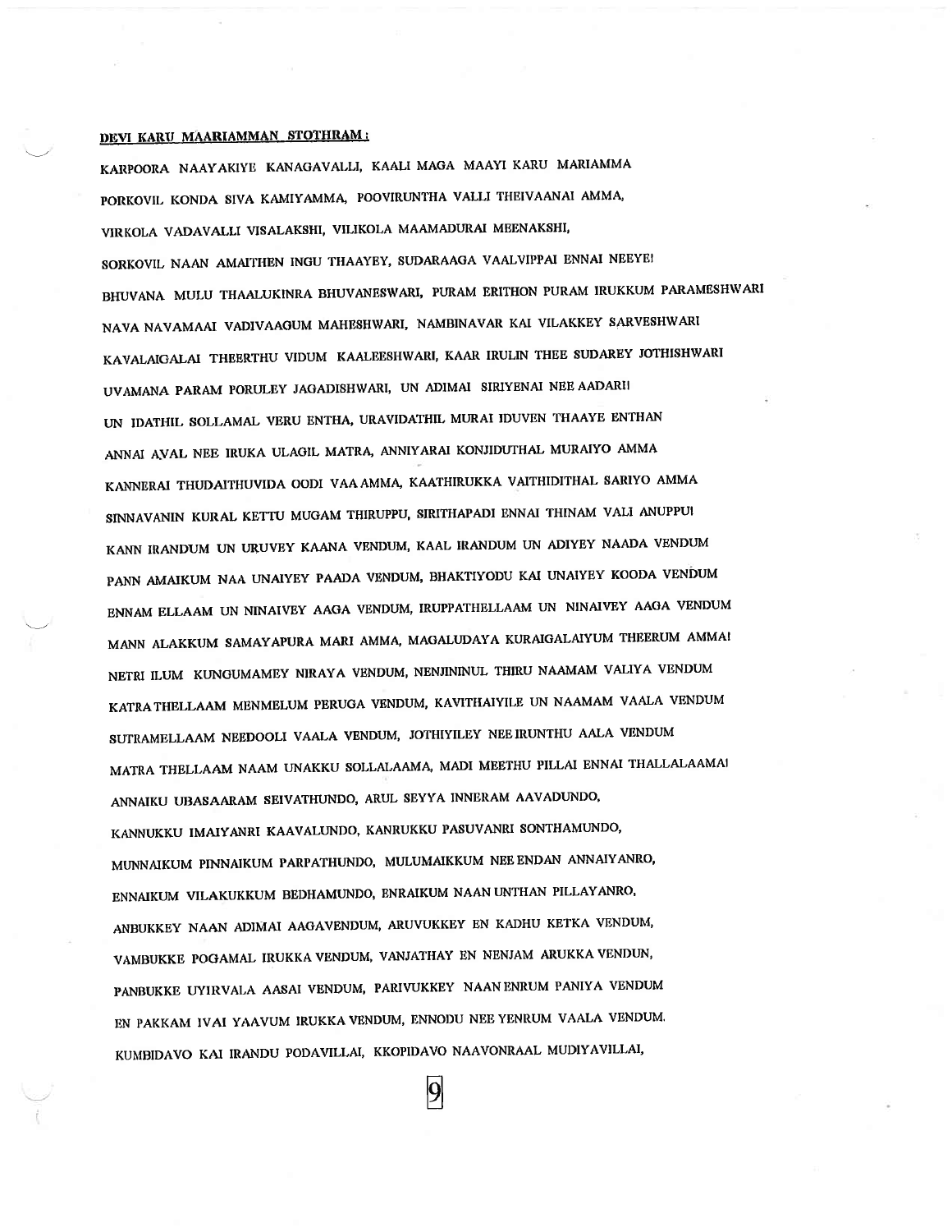**DEVI KARU MAARIAMMAN STOTHRAM :**

KARPOORA NAAYAKIYE KANAGAVALLI, KAALI MAGA MAAYI KARU MARIAMMA

PORKOVIL KONDA SIVA KAMIYAMMA, POOVIRUNTHA VALLI THEIVAANAI AMMA,

VIRKOLA VADAVALLI VISALAKSHI, VILIKOLA MAAMADURAI MEENAKSHI,

SORKOVIL NAAN AMAITHEN INGU THAAYEY, SUDARAAGA VAALVIPPAI ENNAI NEEYE!

BHUVANA MULU THAALUKINRA BHUVANESWARI, PURAM ERITHON PURAM IRUKKUM PARAMESHWARI

NAVA NAVAMAAI VADIVAAGUM MAHESHWARI, NAMBINAVAR KAI VILAKKEY SARVESHWARI

KAVALAIGALAI THEERTHU VIDUM KAALEESHWARI, KAAR IRULIN THEE SUDAREY JOTHISHWARI

UVAMANA PARAM PORULEY JAGADISHWARI, UN ADIMAI SIRIYENAI NEE AADARI!

UN IDATHIL SOLLAMAL VERU ENTHA, URAVIDATHIL MURAI IDUVEN THAAYE ENTHAN

ANNAI AVAL NEE IRUKA ULAGIL MATRA, ANNIYARAI KONJIDUTHAL MURAIYO AMMA

KANNERAI THUDAITHUVIDA OODI VAA AMMA, KAATHIRUKKA VAITHIDITHAL SARIYO AMMA

SINNAVANIN KURAL KETTU MUGAM THIRUPPU, SIRITHAPADI ENNAI THINAM VALI ANUPPU!

KANN IRANDUM UN URUVEY KAANA VENDUM, KAAL IRANDUM UN ADIYEY NAADA VENDUM

PANN AMAIKUM NAA UNAIYEY PAADA VENDUM, BHAKTIYODU KAI UNAIYEY KOODA VENDUM

ENNAM ELLAAM UN NINAIVEY AAGA VENDUM, IRUPPATHELLAAM UN NINAIVEY AAGA VENDUM

MANN ALAKKUM SAMAYAPURA MARI AMMA, MAGALUDAYA KURAIGALAIYUM THEERUM AMMA!

NETRI ILUM KUNGUMAMEY NIRAYA VENDUM, NENJININUL THIRU NAAMAM VALIYA VENDUM

KATRA THELLAAM MENMELUM PERUGA VENDUM, KAVITHAIYILE UN NAAMAM VAALA VENDUM

SUTRAMELLAAM NEEDOOLI VAALA VENDUM, JOTHIYILEY NEE IRUNTHU AALA VENDUM

MATRA THELLAAM NAAM UNAKKU SOLLALAAMA, MADI MEETHU PILLAI ENNAI THALLALAAMA!

ANNAIKU UBASAARAM SEIVATHUNDO, ARUL SEYYA INNERAM AAVADUNDO,

KANNUKKU IMAIYANRI KAAVALUNDO, KANRUKKU PASUVANRI SONTHAMUNDO,

MUNNAIKUM PINNAIKUM PARPATHUNDO, MULUMAIKKUM NEE ENDAN ANNAIYANRO,

ENNAIKUM VILAKUKKUM BEDHAMUNDO, ENRAIKUM NAAN UNTHAN PILLAYANRO,

ANBUKKEY NAAN ADIMAI AAGAVENDUM, ARUVUKKEY EN KADHU KETKA VENDUM,

VAMBUKKE POGAMAL IRUKKA VENDUM, VANJATHAY EN NENJAM ARUKKA VENDUN,

PANBUKKE UYIRVALA AASAI VENDUM, PARIVUKKEY NAAN ENRUM PANIYA VENDUM

EN PAKKAM IVAI YAAVUM IRUKKA VENDUM, ENNODU NEE YENRUM VAALA VENDUM.

KUMBIDAVO KAI IRANDU PODAVILLAI, KKOPIDAVO NAAVONRAAL MUDIYAVILLAI,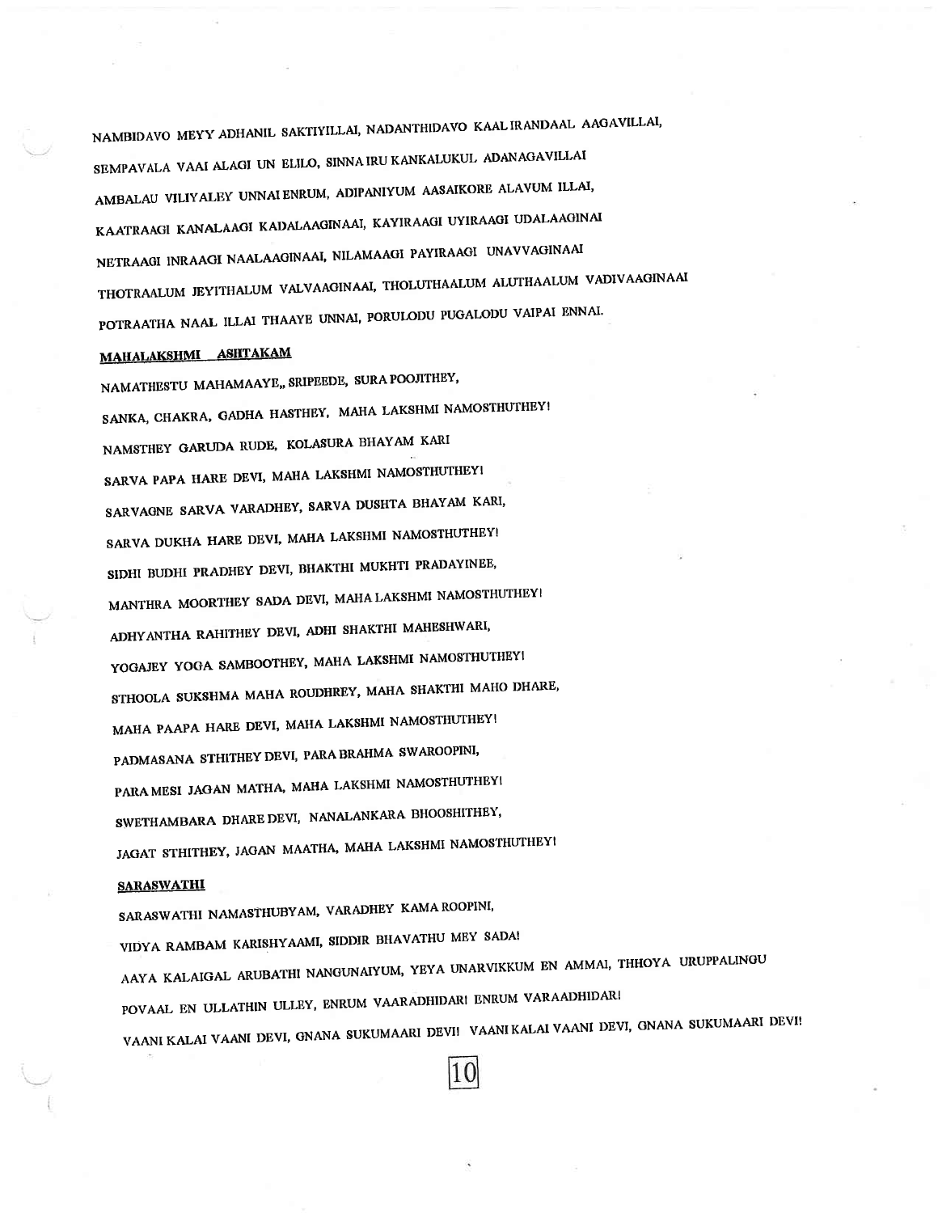NAMBIDAVO MEYY ADHANIL SAKTIYILLAI, NADANTHIDAVO KAAL IRANDAAL AAGAVILLAI,

SEMPAVALA VAAI ALAGI UN ELILO, SINNA IRU KANKALUKUL ADANAGAVILLAI

AMBALAU VILIYALEY UNNAI ENRUM, ADIPANIYUM AASAIKORE ALAVUM ILLAI,

KAATRAAGI KANALAAGI KADALAAGINAAI, KAYIRAAGI UYIRAAGI UDALAAGINAI

NETRAAGI INRAAGI NAALAAGINAAI, NILAMAAGI PAYIRAAGI UNAVVAGINAAI

THOTRAALUM JEYITHALUM VALVAAGINAAI, THOLUTHAALUM ALUTHAALUM VADIVAAGINAAI

POTRAATHA NAAL ILLAI THAAYE UNNAI, PORULODU PUGALODU VAIPAI ENNAI.

**MAHALAKSHMI ASHTAKAM**

NAMATHESTU MAHAMAAYE,, SRIPEEDE, SURA POOJITHEY,

SANKA, CHAKRA, GADHA HASTHEY, MAHA LAKSHMI NAMOSTHUTHEY!

NAMSTHEY GARUDA RUDE, KOLASURA BHAYAM KARI

SARVA PAPA HARE DEVI, MAHA LAKSHMI NAMOSTHUTHEY!

SARVAGNE SARVA VARADHEY, SARVA DUSHTA BHAYAM KARI,

SARVA DUKHA HARE DEVI, MAHA LAKSHMI NAMOSTHUTHEY!

SIDHI BUDHI PRADHEY DEVI, BHAKTHI MUKHTI PRADAYINEE,

MANTHRA MOORTHEY SADA DEVI, MAHA LAKSHMI NAMOSTHUTHEY!

ADHYANTHA RAHITHEY DEVI, ADHI SHAKTHI MAHESHWARI,

YOGAJEY YOGA SAMBOOTHEY, MAHA LAKSHMI NAMOSTHUTHEY!

STHOOLA SUKSHMA MAHA ROUDHREY, MAHA SHAKTHI MAHO DHARE,

MAHA PAAPA HARE DEVI, MAHA LAKSHMI NAMOSTHUTHEY!

PADMASANA STHITHEY DEVI, PARA BRAHMA SWAROOPINI,

PARA MESI JAGAN MATHA, MAHA LAKSHMI NAMOSTHUTHEY!

SWETHAMBARA DHARE DEVI, NANALANKARA BHOOSHITHEY,

JAGAT STHITHEY, JAGAN MAATHA, MAHA LAKSHMI NAMOSTHUTHEY!

**SARASWATHI**

SARASWATHI NAMASTHUBYAM, VARADHEY KAMA ROOPINI,

VIDYA RAMBAM KARISHYAAMI, SIDDIR BHAVATHU MEY SADA!

AAYA KALAIGAL ARUBATHI NANGUNAIYUM, YEYA UNARVIKKUM EN AMMAI, THHOYA URUPPALINGU

POVAAL EN ULLATHIN ULLEY, ENRUM VAARADHIDARI ENRUM VARAADHIDARI

VAANI KALAI VAANI DEVI, GNANA SUKUMAARI DEVI! VAANI KALAI VAANI DEVI, GNANA SUKUMAARI DEVI!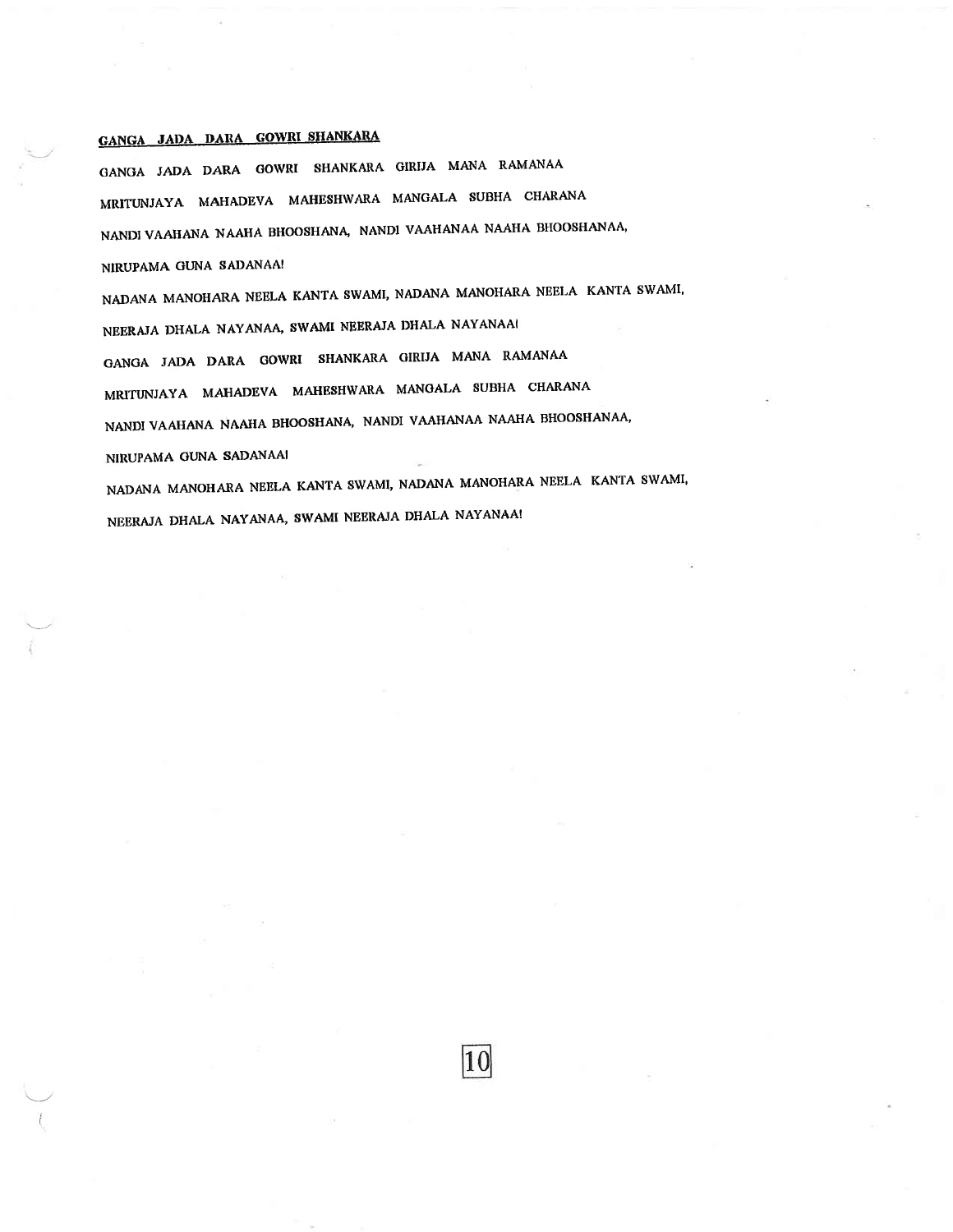## GANGA JADA DARA GOWRI SHANKARA

GANGA JADA DARA GOWRI SHANKARA GIRIJA MANA RAMANAA

MRITUNJAYA MAHADEVA MAHESHWARA MANGALA SUBHA CHARANA

NANDI VAAHANA NAAHA BHOOSHANA, NANDI VAAHANAA NAAHA BHOOSHANAA,

NIRUPAMA GUNA SADANAA!

NADANA MANOHARA NEELA KANTA SWAMI, NADANA MANOHARA NEELA KANTA SWAMI,

NEERAJA DHALA NAYANAA, SWAMI NEERAJA DHALA NAYANAA!

GANGA JADA DARA GOWRI SHANKARA GIRIJA MANA RAMANAA

MRITUNJAYA MAHADEVA MAHESHWARA MANGALA SUBHA CHARANA

NANDI VAAHANA NAAHA BHOOSHANA, NANDI VAAHANAA NAAHA BHOOSHANAA,

NIRUPAMA GUNA SADANAA!

NADANA MANOHARA NEELA KANTA SWAMI, NADANA MANOHARA NEELA KANTA SWAMI,

NEERAJA DHALA NAYANAA, SWAMI NEERAJA DHALA NAYANAA!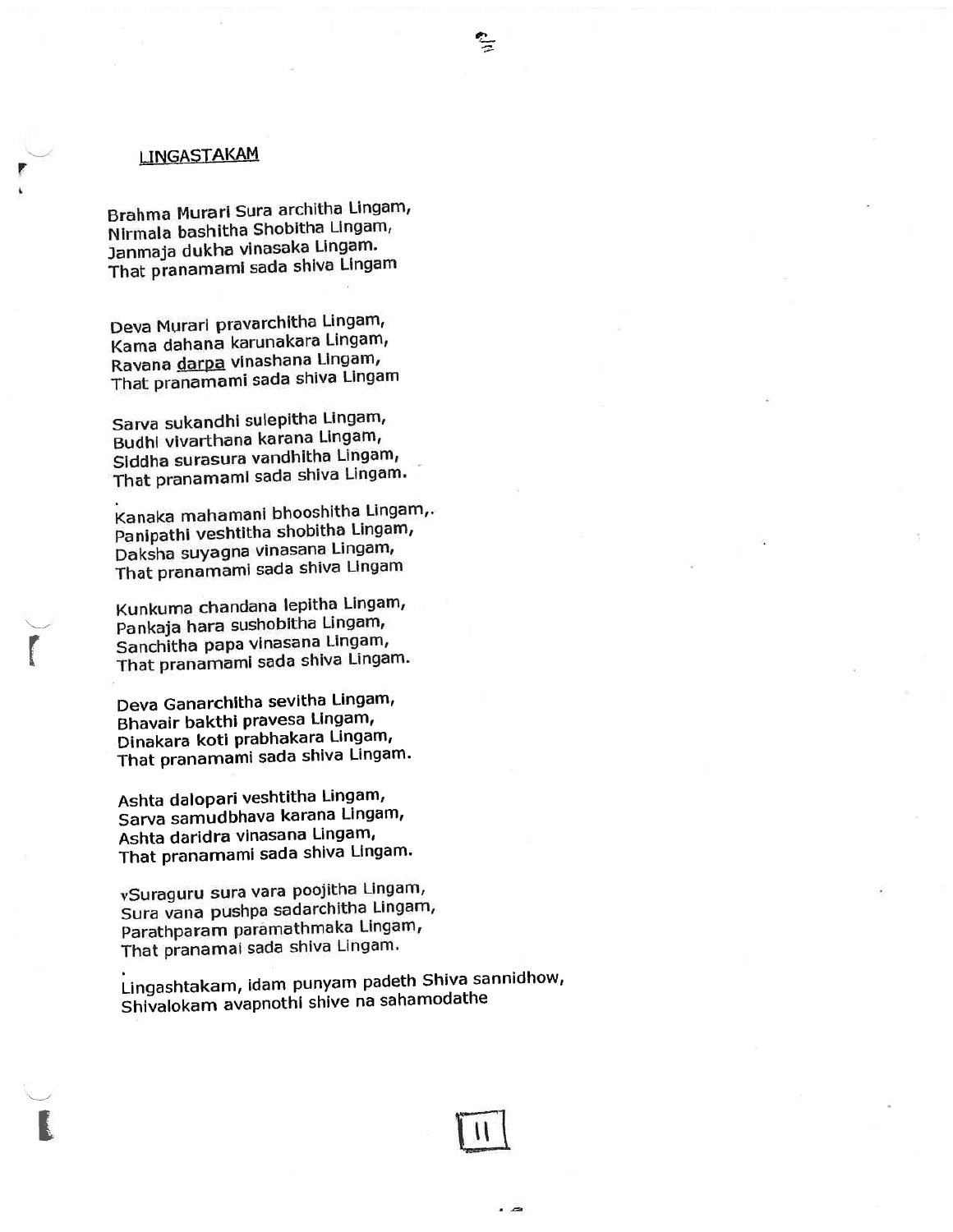## LINGASTAKAM

Brahma Murari Sura architha Lingam,
Nirmala bashitha Shobitha Lingam,
Janmaja dukha vinasaka Lingam.
That pranamami sada shiva Lingam

Deva Murari pravarchitha Lingam,
Kama dahana karunakara Lingam,
Ravana darpa vinashana Lingam,
That pranamami sada shiva Lingam

Sarva sukandhi sulepitha Lingam,
Budhi vivarthana karana Lingam,
Siddha surasura vandhitha Lingam,
That pranamami sada shiva Lingam.

Kanaka mahamani bhooshitha Lingam,.
Panipathi veshtitha shobitha Lingam,
Daksha suyagna vinasana Lingam,
That pranamami sada shiva Lingam

Kunkuma chandana lepitha Lingam,
Pankaja hara sushobitha Lingam,
Sanchitha papa vinasana Lingam,
That pranamami sada shiva Lingam.

Deva Ganarchitha sevitha Lingam,
Bhavair bakthi pravesa Lingam,
Dinakara koti prabhakara Lingam,
That pranamami sada shiva Lingam.

Ashta dalopari veshtitha Lingam,
Sarva samudbhava karana Lingam,
Ashta daridra vinasana Lingam,
That pranamami sada shiva Lingam.

vSuraguru sura vara poojitha Lingam,
Sura vana pushpa sadarchitha Lingam,
Parathparam paramathmaka Lingam,
That pranamai sada shiva Lingam.

Lingashtakam, idam punyam padeth Shiva sannidhow,
Shivalokam avapnothi shive na sahamodathe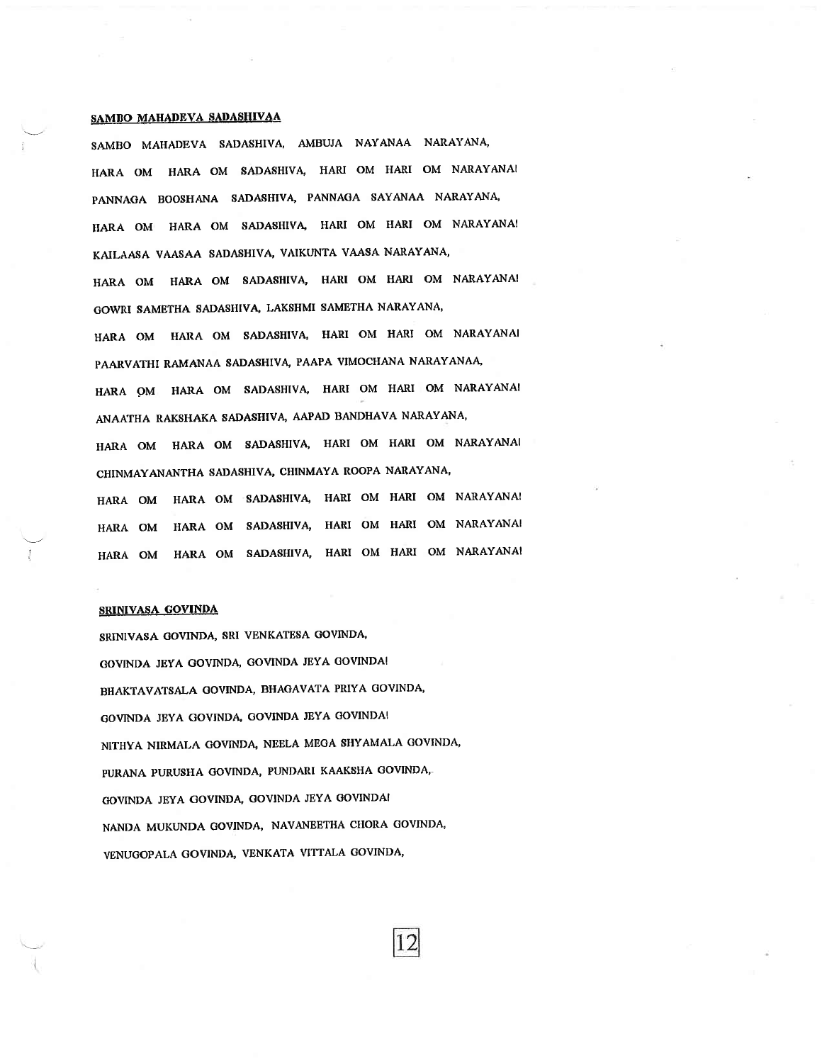## SAMBO MAHADEVA SADASHIVAA

SAMBO MAHADEVA SADASHIVA, AMBUJA NAYANAA NARAYANA,

HARA OM HARA OM SADASHIVA, HARI OM HARI OM NARAYANA!

PANNAGA BOOSHANA SADASHIVA, PANNAGA SAYANAA NARAYANA,

HARA OM HARA OM SADASHIVA, HARI OM HARI OM NARAYANA!

KAILAASA VAASAA SADASHIVA, VAIKUNTA VAASA NARAYANA,

HARA OM HARA OM SADASHIVA, HARI OM HARI OM NARAYANA!

GOWRI SAMETHA SADASHIVA, LAKSHMI SAMETHA NARAYANA,

HARA OM HARA OM SADASHIVA, HARI OM HARI OM NARAYANA!

PAARVATHI RAMANAA SADASHIVA, PAAPA VIMOCHANA NARAYANAA,

HARA OM HARA OM SADASHIVA, HARI OM HARI OM NARAYANA!

ANAATHA RAKSHAKA SADASHIVA, AAPAD BANDHAVA NARAYANA,

HARA OM HARA OM SADASHIVA, HARI OM HARI OM NARAYANA!

CHINMAYANANTHA SADASHIVA, CHINMAYA ROOPA NARAYANA,

HARA OM HARA OM SADASHIVA, HARI OM HARI OM NARAYANA!

HARA OM HARA OM SADASHIVA, HARI OM HARI OM NARAYANA!

HARA OM HARA OM SADASHIVA, HARI OM HARI OM NARAYANA!

## SRINIVASA GOVINDA

SRINIVASA GOVINDA, SRI VENKATESA GOVINDA,

GOVINDA JEYA GOVINDA, GOVINDA JEYA GOVINDA!

BHAKTAVATSALA GOVINDA, BHAGAVATA PRIYA GOVINDA,

GOVINDA JEYA GOVINDA, GOVINDA JEYA GOVINDA!

NITHYA NIRMALA GOVINDA, NEELA MEGA SHYAMALA GOVINDA,

PURANA PURUSHA GOVINDA, PUNDARI KAAKSHA GOVINDA,

GOVINDA JEYA GOVINDA, GOVINDA JEYA GOVINDA!

NANDA MUKUNDA GOVINDA, NAVANEETHA CHORA GOVINDA,

VENUGOPALA GOVINDA, VENKATA VITTALA GOVINDA,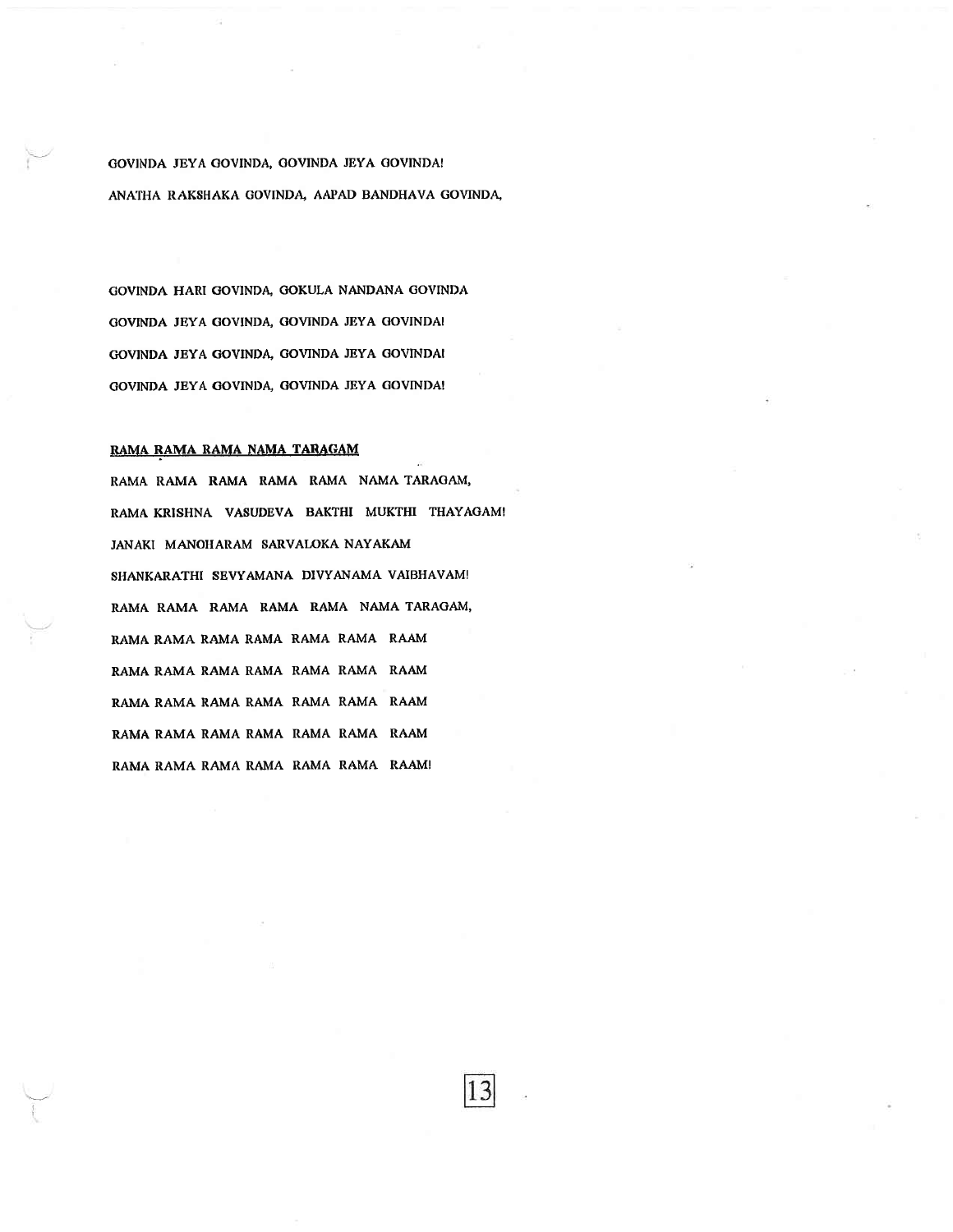GOVINDA JEYA GOVINDA, GOVINDA JEYA GOVINDA!

ANATHA RAKSHAKA GOVINDA, AAPAD BANDHAVA GOVINDA,

GOVINDA HARI GOVINDA, GOKULA NANDANA GOVINDA

GOVINDA JEYA GOVINDA, GOVINDA JEYA GOVINDA!

GOVINDA JEYA GOVINDA, GOVINDA JEYA GOVINDA!

GOVINDA JEYA GOVINDA, GOVINDA JEYA GOVINDA!

## RAMA RAMA RAMA NAMA TARAGAM

RAMA RAMA RAMA RAMA RAMA NAMA TARAGAM,

RAMA KRISHNA VASUDEVA BAKTHI MUKTHI THAYAGAM!

JANAKI MANOHARAM SARVALOKA NAYAKAM

SHANKARATHI SEVYAMANA DIVYANAMA VAIBHAVAM!

RAMA RAMA RAMA RAMA RAMA NAMA TARAGAM,

RAMA RAMA RAMA RAMA RAMA RAMA RAAM

RAMA RAMA RAMA RAMA RAMA RAMA RAAM

RAMA RAMA RAMA RAMA RAMA RAMA RAAM

RAMA RAMA RAMA RAMA RAMA RAMA RAAM

RAMA RAMA RAMA RAMA RAMA RAMA RAAM!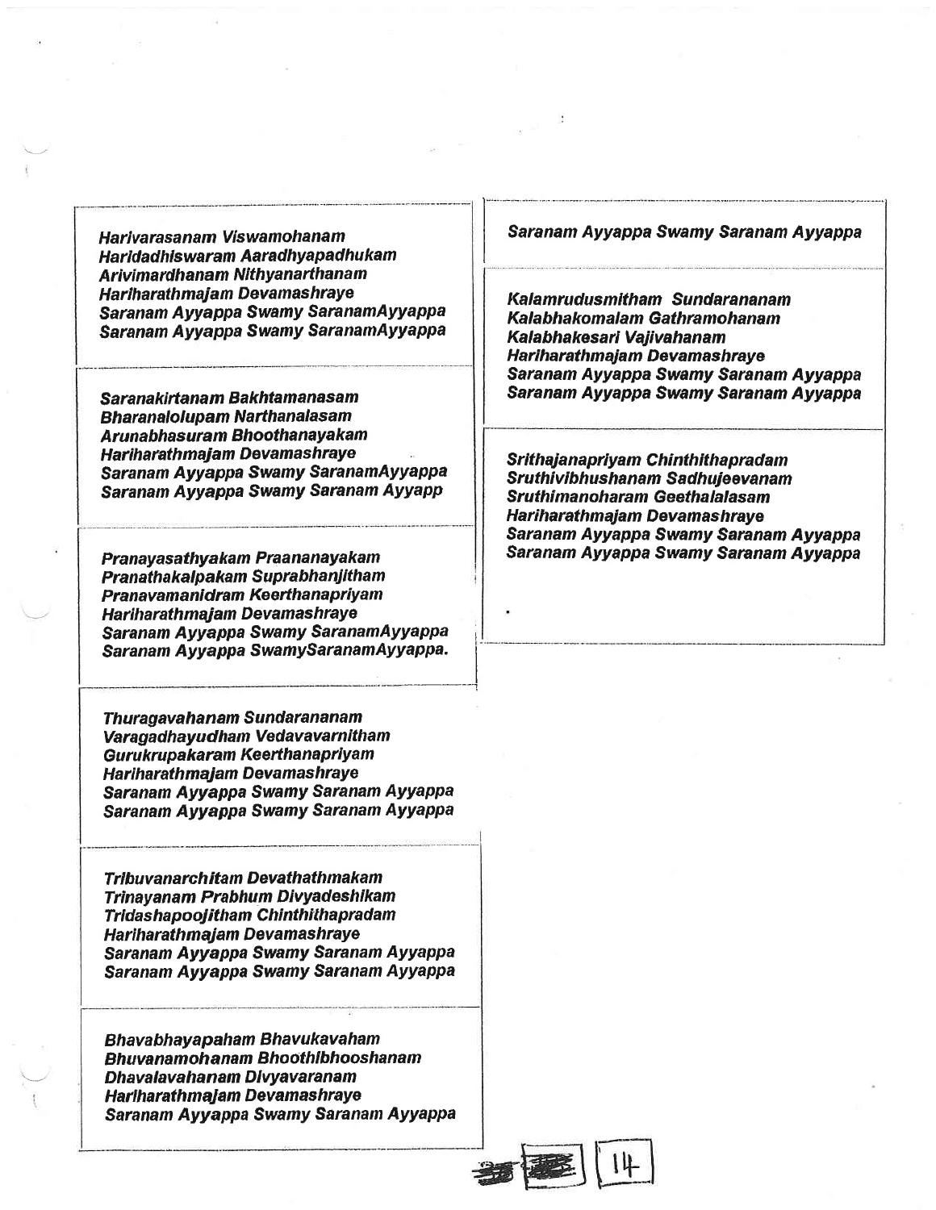***Harivarasanam Viswamohanam***
***Haridadhiswaram Aaradhyapadhukam***
***Arivimardhanam Nithyanarthanam***
***Hariharathmajam Devamashraye***
***Saranam Ayyappa Swamy SaranamAyyappa***
***Saranam Ayyappa Swamy SaranamAyyappa***

***Saranakirtanam Bakhtamanasam***
***Bharanalolupam Narthanalasam***
***Arunabhasuram Bhoothanayakam***
***Hariharathmajam Devamashraye***
***Saranam Ayyappa Swamy SaranamAyyappa***
***Saranam Ayyappa Swamy Saranam Ayyapp***

***Pranayasathyakam Praananayakam***
***Pranathakalpakam Suprabhanjitham***
***Pranavamanidram Keerthanapriyam***
***Hariharathmajam Devamashraye***
***Saranam Ayyappa Swamy SaranamAyyappa***
***Saranam Ayyappa SwamySaranamAyyappa.***

***Thuragavahanam Sundarananam***
***Varagadhayudham Vedavavarnitham***
***Gurukrupakaram Keerthanapriyam***
***Hariharathmajam Devamashraye***
***Saranam Ayyappa Swamy Saranam Ayyappa***
***Saranam Ayyappa Swamy Saranam Ayyappa***

***Tribuvanarchitam Devathathmakam***
***Trinayanam Prabhum Divyadeshikam***
***Tridashapoojitham Chinthithapradam***
***Hariharathmajam Devamashraye***
***Saranam Ayyappa Swamy Saranam Ayyappa***
***Saranam Ayyappa Swamy Saranam Ayyappa***

***Bhavabhayapaham Bhavukavaham***
***Bhuvanamohanam Bhoothibhooshanam***
***Dhavalavahanam Divyavaranam***
***Hariharathmajam Devamashraye***
***Saranam Ayyappa Swamy Saranam Ayyappa***

***Saranam Ayyappa Swamy Saranam Ayyappa***

***Kalamrudusmitham Sundarananam***
***Kalabhakomalam Gathramohanam***
***Kalabhakesari Vajivahanam***
***Hariharathmajam Devamashraye***
***Saranam Ayyappa Swamy Saranam Ayyappa***
***Saranam Ayyappa Swamy Saranam Ayyappa***

***Srithajanapriyam Chinthithapradam***
***Sruthivibhushanam Sadhujeevanam***
***Sruthimanoharam Geethalalasam***
***Hariharathmajam Devamashraye***
***Saranam Ayyappa Swamy Saranam Ayyappa***
***Saranam Ayyappa Swamy Saranam Ayyappa***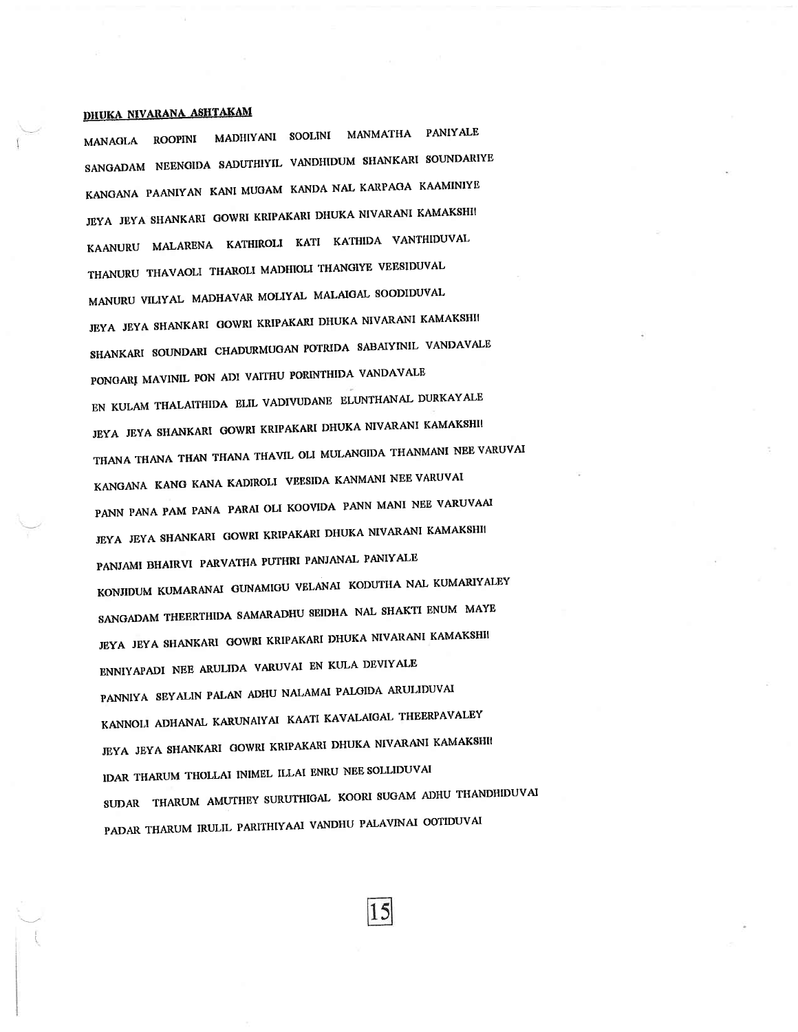## DHUKA NIVARANA ASHTAKAM

MANAGLA ROOPINI MADHIYANI SOOLINI MANMATHA PANIYALE

SANGADAM NEENGIDA SADUTHIYIL VANDHIDUM SHANKARI SOUNDARIYE

KANGANA PAANIYAN KANI MUGAM KANDA NAL KARPAGA KAAMINIYE

JEYA JEYA SHANKARI GOWRI KRIPAKARI DHUKA NIVARANI KAMAKSHI!

KAANURU MALARENA KATHIROLI KATI KATHIDA VANTHIDUVAL

THANURU THAVAOLI THAROLI MADHIOLI THANGIYE VEESIDUVAL

MANURU VILIYAL MADHAVAR MOLIYAL MALAIGAL SOODIDUVAL

JEYA JEYA SHANKARI GOWRI KRIPAKARI DHUKA NIVARANI KAMAKSHI!

SHANKARI SOUNDARI CHADURMUGAN POTRIDA SABAIYINIL VANDAVALE

PONGARI MAVINIL PON ADI VAITHU PORINTHIDA VANDAVALE

EN KULAM THALAITHIDA ELIL VADIVUDANE ELUNTHANAL DURKAYALE

JEYA JEYA SHANKARI GOWRI KRIPAKARI DHUKA NIVARANI KAMAKSHI!

THANA THANA THAN THANA THAVIL OLI MULANGIDA THANMANI NEE VARUVAI

KANGANA KANG KANA KADIROLI VEESIDA KANMANI NEE VARUVAI

PANN PANA PAM PANA PARAI OLI KOOVIDA PANN MANI NEE VARUVAAI

JEYA JEYA SHANKARI GOWRI KRIPAKARI DHUKA NIVARANI KAMAKSHI!

PANJAMI BHAIRVI PARVATHA PUTHRI PANJANAL PANIYALE

KONJIDUM KUMARANAI GUNAMIGU VELANAI KODUTHA NAL KUMARIYALEY

SANGADAM THEERTHIDA SAMARADHU SEIDHA NAL SHAKTI ENUM MAYE

JEYA JEYA SHANKARI GOWRI KRIPAKARI DHUKA NIVARANI KAMAKSHI!

ENNIYAPADI NEE ARULIDA VARUVAI EN KULA DEVIYALE

PANNIYA SEYALIN PALAN ADHU NALAMAI PALGIDA ARULIDUVAI

KANNOLI ADHANAL KARUNAIYAI KAATI KAVALAIGAL THEERPAVALEY

JEYA JEYA SHANKARI GOWRI KRIPAKARI DHUKA NIVARANI KAMAKSHI!

IDAR THARUM THOLLAI INIMEL ILLAI ENRU NEE SOLLIDUVAI

SUDAR THARUM AMUTHEY SURUTHIGAL KOORI SUGAM ADHU THANDHIDUVAI

PADAR THARUM IRULIL PARITHIYAAI VANDHU PALAVINAI OOTIDUVAI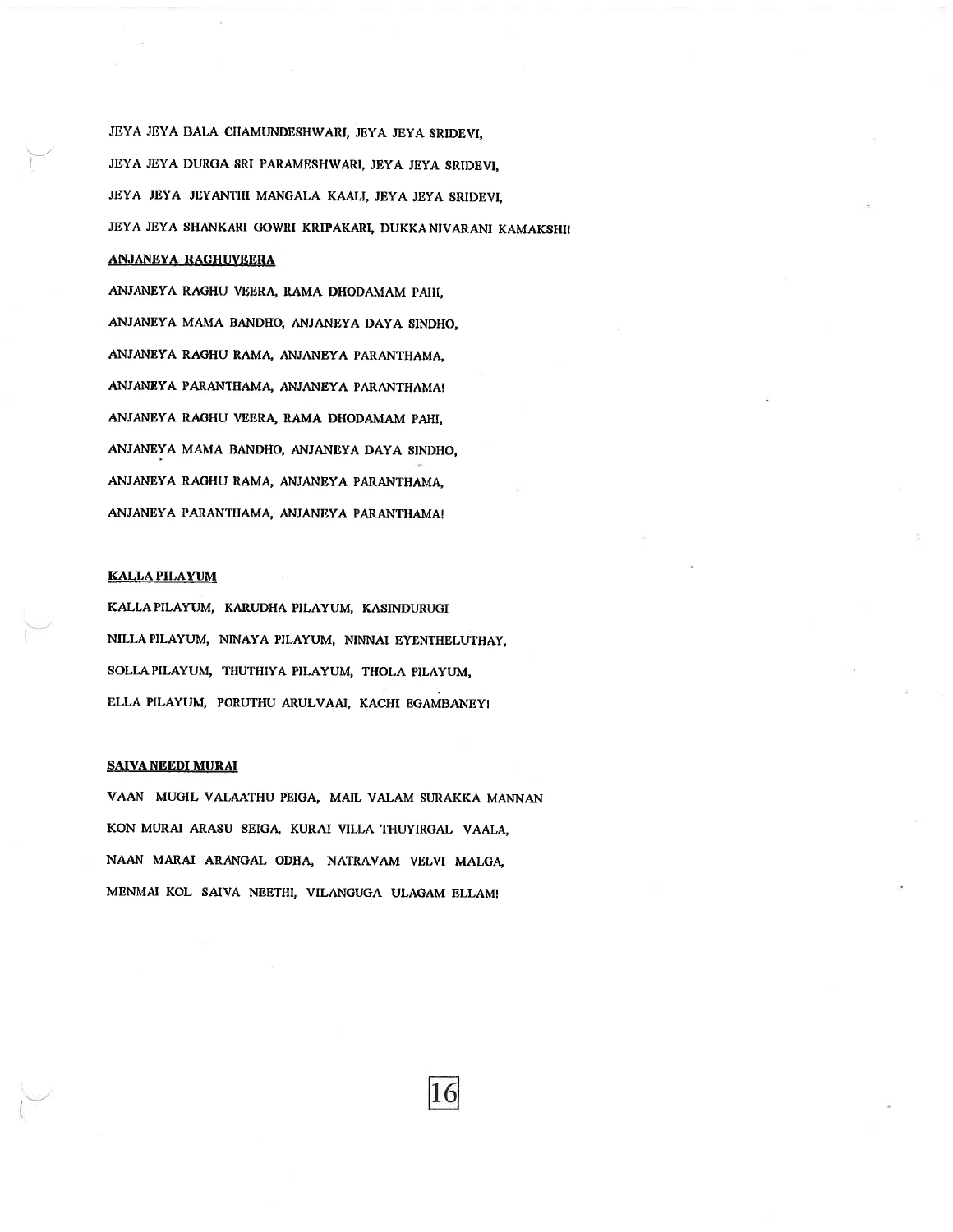JEYA JEYA BALA CHAMUNDESHWARI, JEYA JEYA SRIDEVI,

JEYA JEYA DURGA SRI PARAMESHWARI, JEYA JEYA SRIDEVI,

JEYA JEYA JEYANTHI MANGALA KAALI, JEYA JEYA SRIDEVI,

JEYA JEYA SHANKARI GOWRI KRIPAKARI, DUKKA NIVARANI KAMAKSHI!

## ANJANEYA RAGHUVEERA

ANJANEYA RAGHU VEERA, RAMA DHODAMAM PAHI,

ANJANEYA MAMA BANDHO, ANJANEYA DAYA SINDHO,

ANJANEYA RAGHU RAMA, ANJANEYA PARANTHAMA,

ANJANEYA PARANTHAMA, ANJANEYA PARANTHAMA!

ANJANEYA RAGHU VEERA, RAMA DHODAMAM PAHI,

ANJANEYA MAMA BANDHO, ANJANEYA DAYA SINDHO,

ANJANEYA RAGHU RAMA, ANJANEYA PARANTHAMA,

ANJANEYA PARANTHAMA, ANJANEYA PARANTHAMA!

## KALLA PILAYUM

KALLA PILAYUM, KARUDHA PILAYUM, KASINDURUGI

NILLA PILAYUM, NINAYA PILAYUM, NINNAI EYENTHELUTHAY,

SOLLA PILAYUM, THUTHIYA PILAYUM, THOLA PILAYUM,

ELLA PILAYUM, PORUTHU ARULVAAI, KACHI EGAMBANEY!

## SAIVA NEEDI MURAI

VAAN MUGIL VALAATHU PEIGA, MAIL VALAM SURAKKA MANNAN

KON MURAI ARASU SEIGA, KURAI VILLA THUYIRGAL VAALA,

NAAN MARAI ARANGAL ODHA, NATRAVAM VELVI MALGA,

MENMAI KOL SAIVA NEETHI, VILANGUGA ULAGAM ELLAM!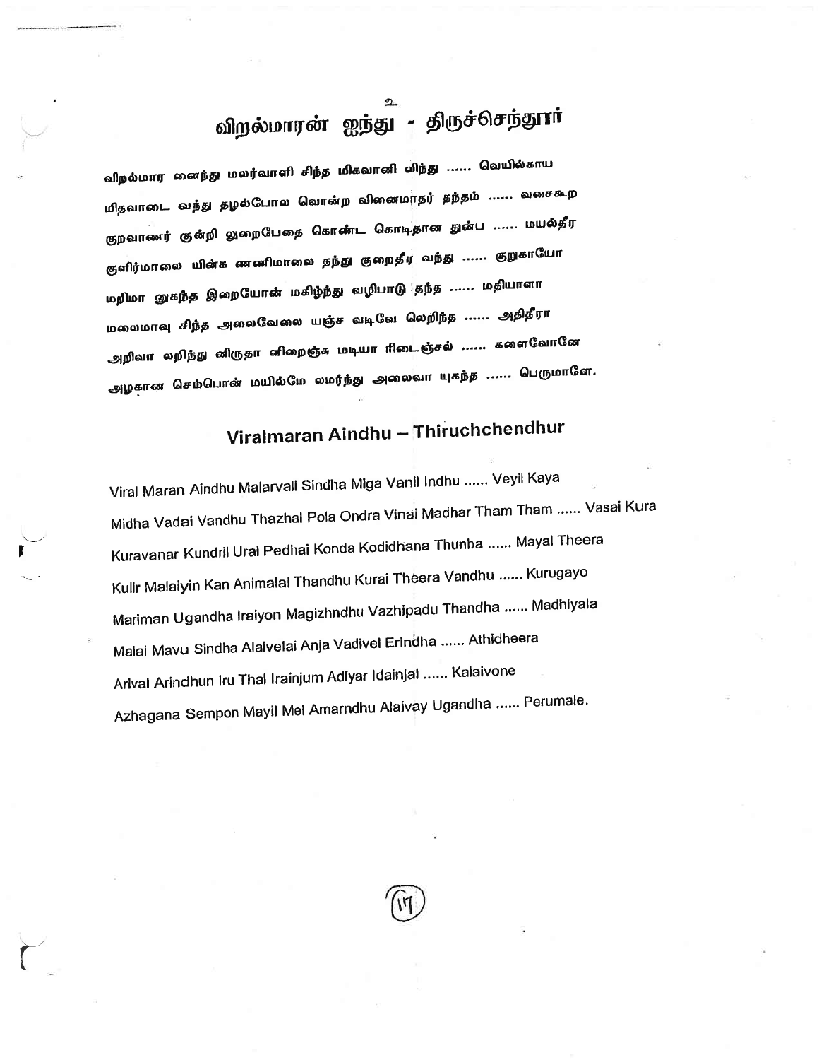உ

# விறல்மாரன் ஐந்து - திருச்செந்தூர்

விறல்மார னைந்து மலர்வாளி சிந்த மிகவானி லிந்து ...... வெயில்காய

மிதவாடை வந்து தழல்போல வொன்ற வினைமாதர் தந்தம் ...... வசைகூற

குறவாணர் குன்றி லுறைபேதை கொண்ட கொடிதான துன்ப ...... மயல்தீர

குளிர்மாலை யின்க ணணிமாலை தந்து குறைதீர வந்து ...... குறுகாயோ

மறிமா னுகந்த இறையோன் மகிழ்ந்து வழிபாடு தந்த ...... மதியாளா

மலைமாவு சிந்த அலைவேலை யஞ்ச வடிவே லெறிந்த ...... அதிதீரா

அறிவா லறிந்து னிருதா ளிறைஞ்சு மடியா ரிடைஞ்சல் ...... களைவோனே

அழகான செம்பொன் மயில்மே லமர்ந்து அலைவா யுகந்த ...... பெருமாளே.

## Viralmaran Aindhu – Thiruchchendhur

Viral Maran Aindhu Malarvali Sindha Miga Vanil Indhu ...... Veyil Kaya

Midha Vadai Vandhu Thazhal Pola Ondra Vinai Madhar Tham Tham ...... Vasai Kura

Kuravanar Kundril Urai Pedhai Konda Kodidhana Thunba ...... Mayal Theera

Kulir Malaiyin Kan Animalai Thandhu Kurai Theera Vandhu ...... Kurugayo

Mariman Ugandha Iraiyon Magizhndhu Vazhipadu Thandha ...... Madhiyala

Malai Mavu Sindha Alaivelai Anja Vadivel Erindha ...... Athidheera

Arival Arindhun Iru Thal Irainjum Adiyar Idainjal ...... Kalaivone

Azhagana Sempon Mayil Mel Amarndhu Alaivay Ugandha ...... Perumale.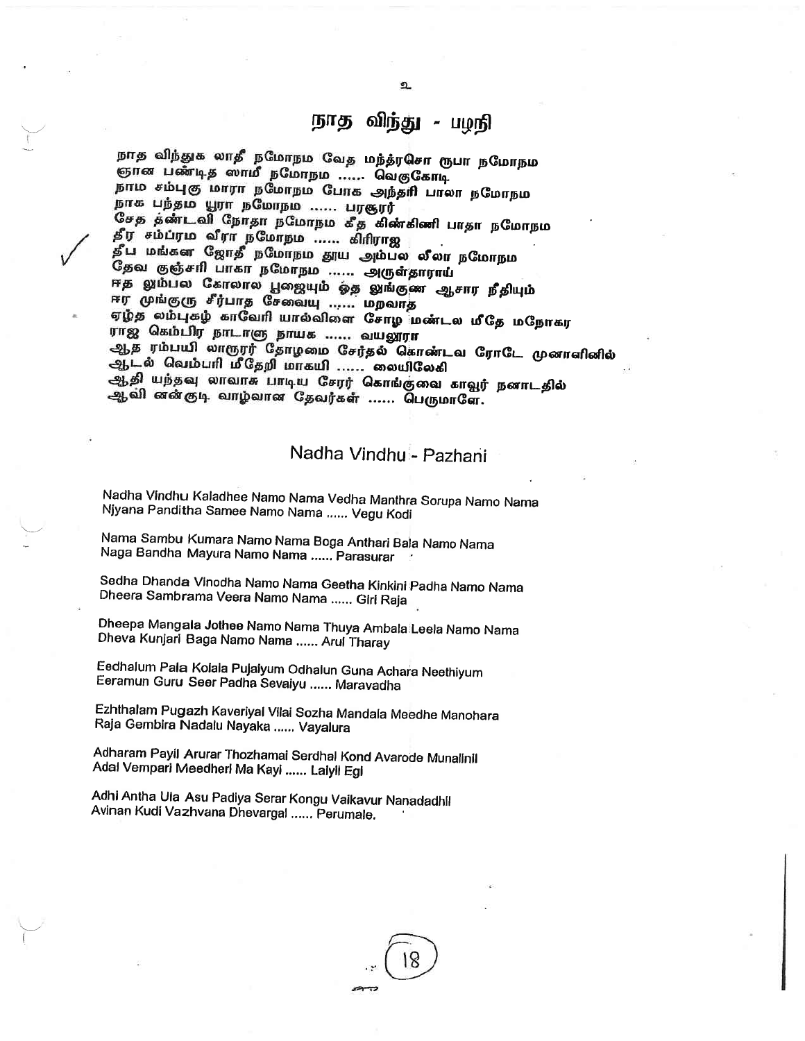# நாத விந்து - பழநி

நாத விந்துக லாதீ நமோநம வேத மந்த்ரசொ ரூபா நமோநம
ஞான பண்டித ஸாமீ நமோநம ...... வெகுகோடி
நாம சம்புகு மாரா நமோநம போக அந்தரி பாலா நமோநம
நாக பந்தம யூரா நமோநம ...... பரசூரர்
சேத தண்டவி நோதா நமோநம கீத கிண்கிணி பாதா நமோநம
தீர சம்ப்ரம வீரா நமோநம ...... கிரிராஜ
தீப மங்கள ஜோதீ நமோநம தூய அம்பல லீலா நமோநம
தேவ குஞ்சரி பாகா நமோநம ...... அருள்தாராய்
ஈத லும்பல கோலால பூஜையும் ஓத லுங்குண ஆசார நீதியும்
ஈர முங்குரு சீர்பாத சேவையு ...... மறவாத
ஏழ்த லம்புகழ் காவேரி யால்விளை சோழ மண்டல மீதே மநோகர
ராஜ கெம்பிர நாடாளு நாயக ...... வயலூரா
ஆத ரம்பயி லாரூரர் தோழமை சேர்தல் கொண்டவ ரோடே முனாளினில்
ஆடல் வெம்பரி மீதேறி மாகயி ...... லையிலேகி
ஆதி யந்தவு லாவாசு பாடிய சேரர் கொங்குவை காவூர் நனாடதில்
ஆவி னன்குடி வாழ்வான தேவர்கள் ...... பெருமாளே.

## Nadha Vindhu - Pazhani

Nadha Vindhu Kaladhee Namo Nama Vedha Manthra Sorupa Namo Nama
Njyana Panditha Samee Namo Nama ...... Vegu Kodi

Nama Sambu Kumara Namo Nama Boga Anthari Bala Namo Nama
Naga Bandha Mayura Namo Nama ...... Parasurar

Sedha Dhanda Vinodha Namo Nama Geetha Kinkini Padha Namo Nama
Dheera Sambrama Veera Namo Nama ...... Giri Raja

Dheepa Mangala Jothee Namo Nama Thuya Ambala Leela Namo Nama
Dheva Kunjari Baga Namo Nama ...... Arul Tharay

Eedhalum Pala Kolala Pujaiyum Odhalun Guna Achara Neethiyum
Eeramun Guru Seer Padha Sevaiyu ...... Maravadha

Ezhthalam Pugazh Kaveriyal Vilai Sozha Mandala Meedhe Manohara
Raja Gembira Nadalu Nayaka ...... Vayalura

Adharam Payil Arurar Thozhamai Serdhal Kond Avarode Munalinil
Adal Vempari Meedheri Ma Kayi ...... Laiyil Egi

Adhi Antha Ula Asu Padiya Serar Kongu Vaikavur Nanadadhil
Avinan Kudi Vazhvana Dhevargal ...... Perumale.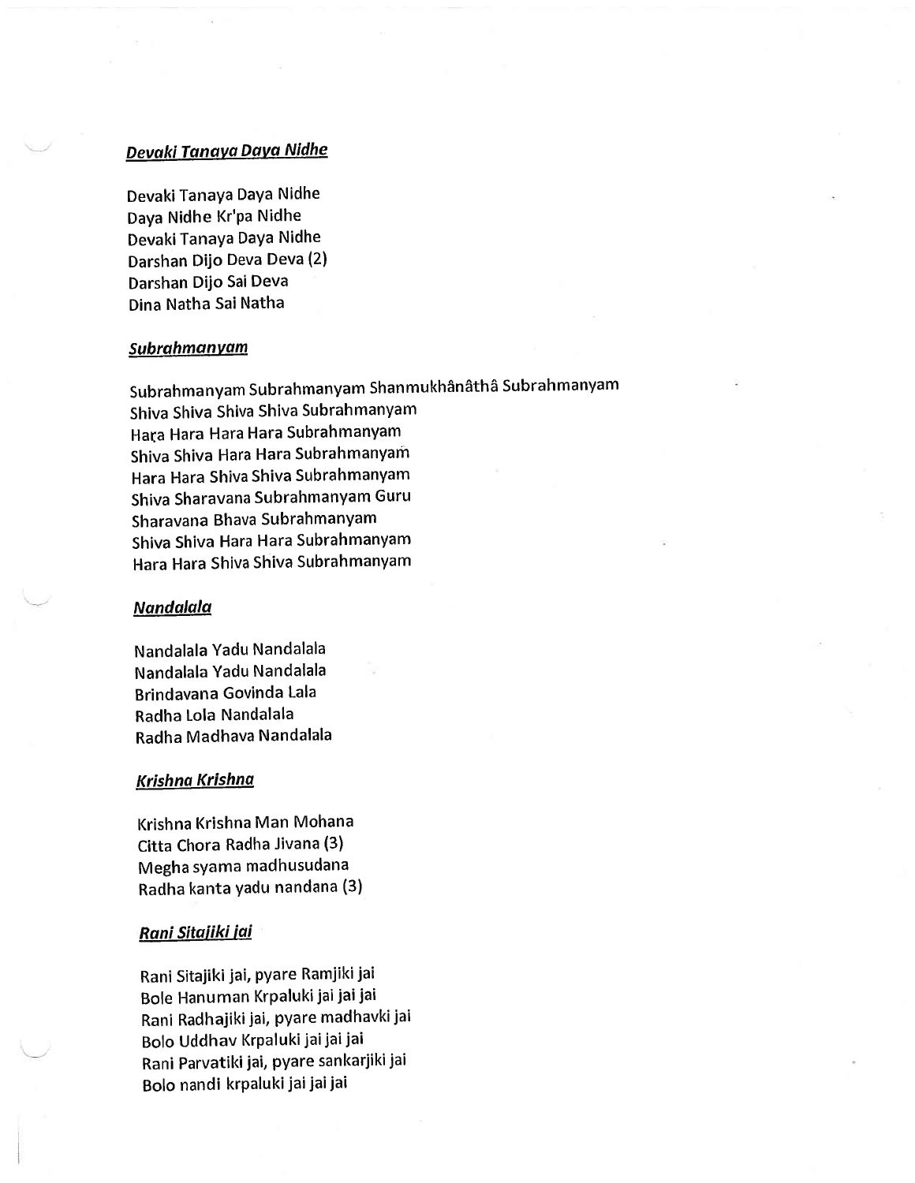### ***Devaki Tanaya Daya Nidhe***

Devaki Tanaya Daya Nidhe
Daya Nidhe Kr'pa Nidhe
Devaki Tanaya Daya Nidhe
Darshan Dijo Deva Deva (2)
Darshan Dijo Sai Deva
Dina Natha Sai Natha

### ***Subrahmanyam***

Subrahmanyam Subrahmanyam Shanmukhânâthâ Subrahmanyam
Shiva Shiva Shiva Shiva Subrahmanyam
Hara Hara Hara Hara Subrahmanyam
Shiva Shiva Hara Hara Subrahmanyam
Hara Hara Shiva Shiva Subrahmanyam
Shiva Sharavana Subrahmanyam Guru
Sharavana Bhava Subrahmanyam
Shiva Shiva Hara Hara Subrahmanyam
Hara Hara Shiva Shiva Subrahmanyam

### ***Nandalala***

Nandalala Yadu Nandalala
Nandalala Yadu Nandalala
Brindavana Govinda Lala
Radha Lola Nandalala
Radha Madhava Nandalala

### ***Krishna Krishna***

Krishna Krishna Man Mohana
Citta Chora Radha Jivana (3)
Megha syama madhusudana
Radha kanta yadu nandana (3)

### ***Rani Sitajiki jai***

Rani Sitajiki jai, pyare Ramjiki jai
Bole Hanuman Krpaluki jai jai jai
Rani Radhajiki jai, pyare madhavki jai
Bolo Uddhav Krpaluki jai jai jai
Rani Parvatiki jai, pyare sankarjiki jai
Bolo nandi krpaluki jai jai jai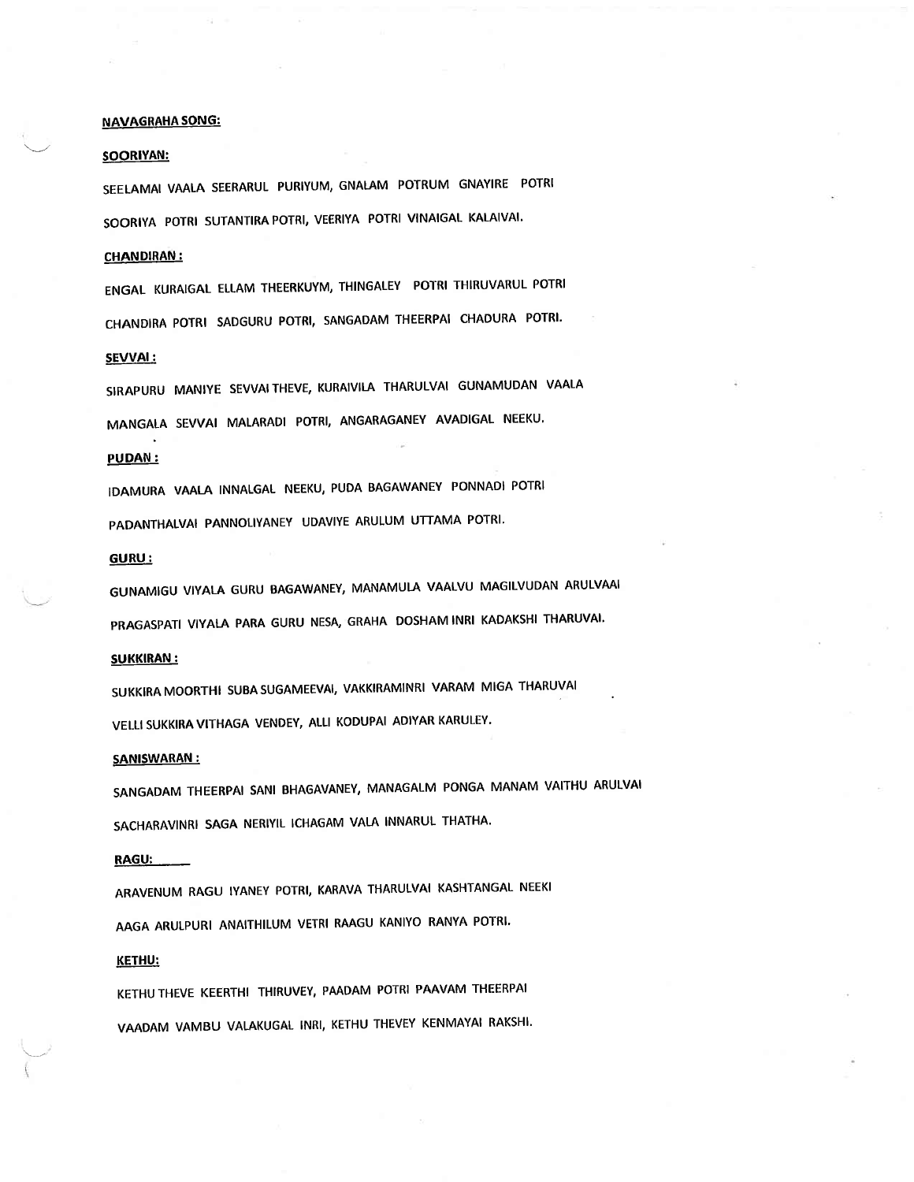**NAVAGRAHA SONG:**

**SOORIYAN:**

SEELAMAI VAALA SEERARUL PURIYUM, GNALAM POTRUM GNAYIRE POTRI

SOORIYA POTRI SUTANTIRA POTRI, VEERIYA POTRI VINAIGAL KALAIVAI.

**CHANDIRAN :**

ENGAL KURAIGAL ELLAM THEERKUYM, THINGALEY POTRI THIRUVARUL POTRI

CHANDIRA POTRI SADGURU POTRI, SANGADAM THEERPAI CHADURA POTRI.

**SEVVAI :**

SIRAPURU MANIYE SEVVAI THEVE, KURAIVILA THARULVAI GUNAMUDAN VAALA

MANGALA SEVVAI MALARADI POTRI, ANGARAGANEY AVADIGAL NEEKU.

**PUDAN :**

IDAMURA VAALA INNALGAL NEEKU, PUDA BAGAWANEY PONNADI POTRI

PADANTHALVAI PANNOLIYANEY UDAVIYE ARULUM UTTAMA POTRI.

**GURU :**

GUNAMIGU VIYALA GURU BAGAWANEY, MANAMULA VAALVU MAGILVUDAN ARULVAAI

PRAGASPATI VIYALA PARA GURU NESA, GRAHA DOSHAM INRI KADAKSHI THARUVAI.

**SUKKIRAN :**

SUKKIRA MOORTHI SUBA SUGAMEEVAI, VAKKIRAMINRI VARAM MIGA THARUVAI

VELLI SUKKIRA VITHAGA VENDEY, ALLI KODUPAI ADIYAR KARULEY.

**SANISWARAN :**

SANGADAM THEERPAI SANI BHAGAVANEY, MANAGALM PONGA MANAM VAITHU ARULVAI

SACHARAVINRI SAGA NERIYIL ICHAGAM VALA INNARUL THATHA.

**RAGU:**

ARAVENUM RAGU IYANEY POTRI, KARAVA THARULVAI KASHTANGAL NEEKI

AAGA ARULPURI ANAITHILUM VETRI RAAGU KANIYO RANYA POTRI.

**KETHU:**

KETHU THEVE KEERTHI THIRUVEY, PAADAM POTRI PAAVAM THEERPAI

VAADAM VAMBU VALAKUGAL INRI, KETHU THEVEY KENMAYAI RAKSHI.